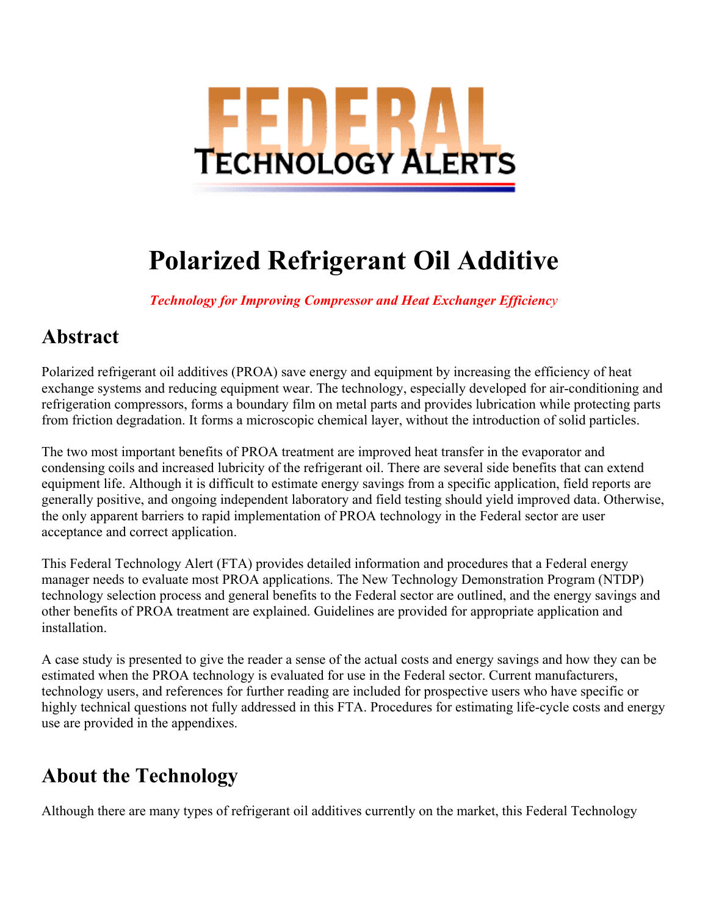# FEDERAL TECHNOLOGY ALERTS

# Polarized Refrigerant Oil Additive

*Technology for Improving Compressor and Heat Exchanger Efficiency*

## Abstract

Polarized refrigerant oil additives (PROA) save energy and equipment by increasing the efficiency of heat exchange systems and reducing equipment wear. The technology, especially developed for air-conditioning and refrigeration compressors, forms a boundary film on metal parts and provides lubrication while protecting parts from friction degradation. It forms a microscopic chemical layer, without the introduction of solid particles.

The two most important benefits of PROA treatment are improved heat transfer in the evaporator and condensing coils and increased lubricity of the refrigerant oil. There are several side benefits that can extend equipment life. Although it is difficult to estimate energy savings from a specific application, field reports are generally positive, and ongoing independent laboratory and field testing should yield improved data. Otherwise, the only apparent barriers to rapid implementation of PROA technology in the Federal sector are user acceptance and correct application.

This Federal Technology Alert (FTA) provides detailed information and procedures that a Federal energy manager needs to evaluate most PROA applications. The New Technology Demonstration Program (NTDP) technology selection process and general benefits to the Federal sector are outlined, and the energy savings and other benefits of PROA treatment are explained. Guidelines are provided for appropriate application and installation.

A case study is presented to give the reader a sense of the actual costs and energy savings and how they can be estimated when the PROA technology is evaluated for use in the Federal sector. Current manufacturers, technology users, and references for further reading are included for prospective users who have specific or highly technical questions not fully addressed in this FTA. Procedures for estimating life-cycle costs and energy use are provided in the appendixes.

## About the Technology

Although there are many types of refrigerant oil additives currently on the market, this Federal Technology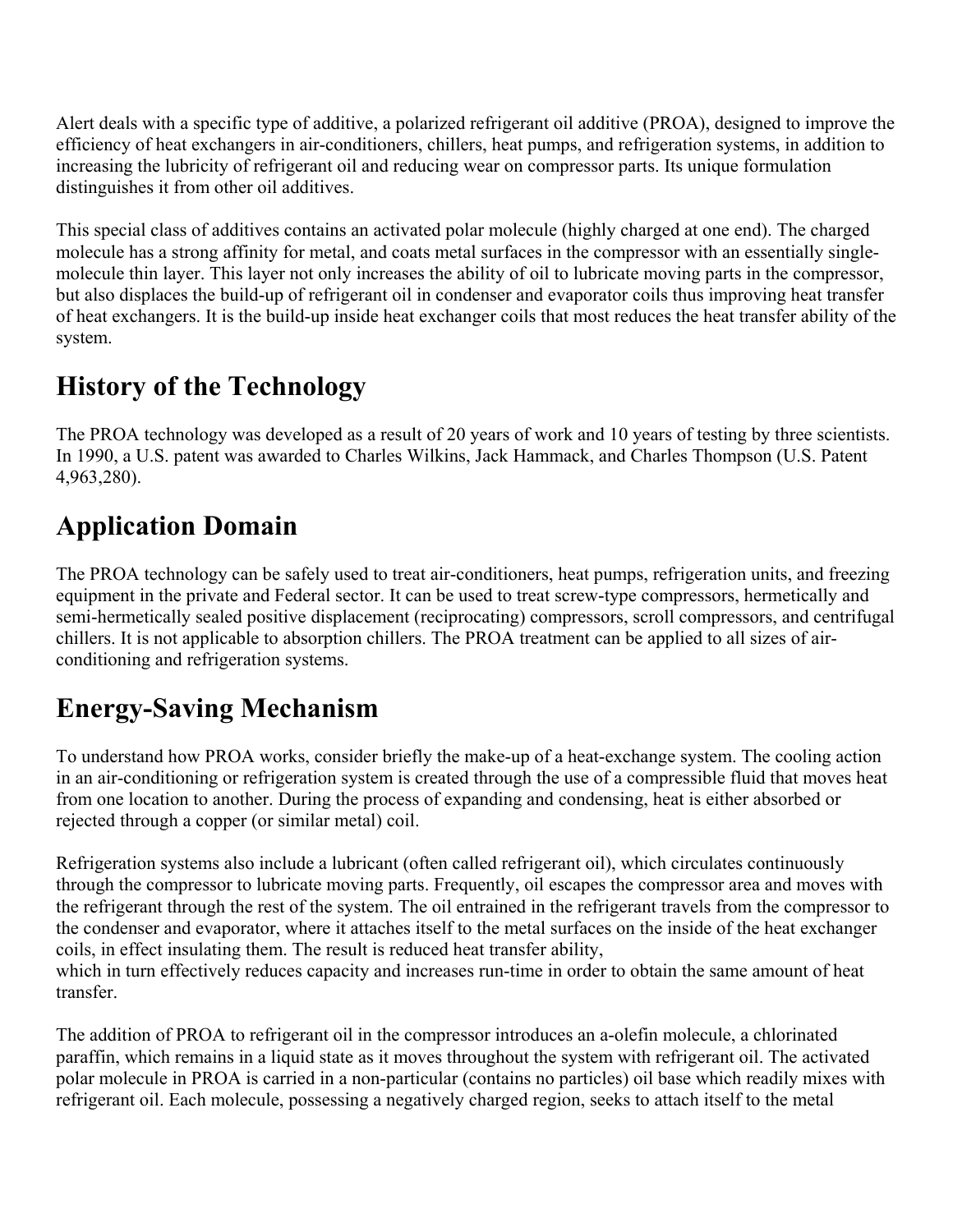Alert deals with a specific type of additive, a polarized refrigerant oil additive (PROA), designed to improve the efficiency of heat exchangers in air-conditioners, chillers, heat pumps, and refrigeration systems, in addition to increasing the lubricity of refrigerant oil and reducing wear on compressor parts. Its unique formulation distinguishes it from other oil additives.

This special class of additives contains an activated polar molecule (highly charged at one end). The charged molecule has a strong affinity for metal, and coats metal surfaces in the compressor with an essentially single-molecule thin layer. This layer not only increases the ability of oil to lubricate moving parts in the compressor, but also displaces the build-up of refrigerant oil in condenser and evaporator coils thus improving heat transfer of heat exchangers. It is the build-up inside heat exchanger coils that most reduces the heat transfer ability of the system.

## History of the Technology

The PROA technology was developed as a result of 20 years of work and 10 years of testing by three scientists. In 1990, a U.S. patent was awarded to Charles Wilkins, Jack Hammack, and Charles Thompson (U.S. Patent 4,963,280).

## Application Domain

The PROA technology can be safely used to treat air-conditioners, heat pumps, refrigeration units, and freezing equipment in the private and Federal sector. It can be used to treat screw-type compressors, hermetically and semi-hermetically sealed positive displacement (reciprocating) compressors, scroll compressors, and centrifugal chillers. It is not applicable to absorption chillers. The PROA treatment can be applied to all sizes of air-conditioning and refrigeration systems.

## Energy-Saving Mechanism

To understand how PROA works, consider briefly the make-up of a heat-exchange system. The cooling action in an air-conditioning or refrigeration system is created through the use of a compressible fluid that moves heat from one location to another. During the process of expanding and condensing, heat is either absorbed or rejected through a copper (or similar metal) coil.

Refrigeration systems also include a lubricant (often called refrigerant oil), which circulates continuously through the compressor to lubricate moving parts. Frequently, oil escapes the compressor area and moves with the refrigerant through the rest of the system. The oil entrained in the refrigerant travels from the compressor to the condenser and evaporator, where it attaches itself to the metal surfaces on the inside of the heat exchanger coils, in effect insulating them. The result is reduced heat transfer ability, which in turn effectively reduces capacity and increases run-time in order to obtain the same amount of heat transfer.

The addition of PROA to refrigerant oil in the compressor introduces an a-olefin molecule, a chlorinated paraffin, which remains in a liquid state as it moves throughout the system with refrigerant oil. The activated polar molecule in PROA is carried in a non-particular (contains no particles) oil base which readily mixes with refrigerant oil. Each molecule, possessing a negatively charged region, seeks to attach itself to the metal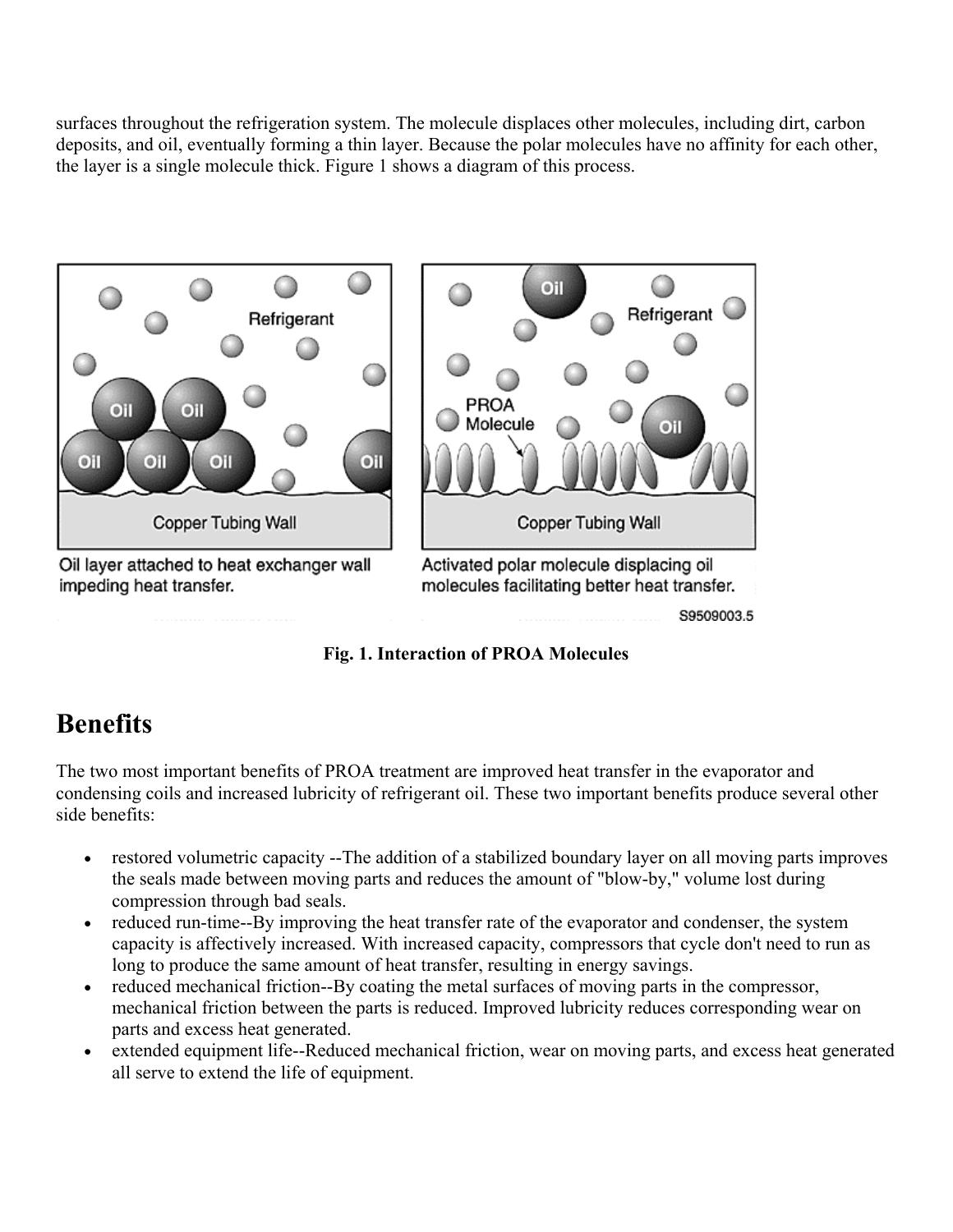surfaces throughout the refrigeration system. The molecule displaces other molecules, including dirt, carbon deposits, and oil, eventually forming a thin layer. Because the polar molecules have no affinity for each other, the layer is a single molecule thick. Figure 1 shows a diagram of this process.

**Fig. 1. Interaction of PROA Molecules**

## Benefits

The two most important benefits of PROA treatment are improved heat transfer in the evaporator and condensing coils and increased lubricity of refrigerant oil. These two important benefits produce several other side benefits:

- restored volumetric capacity --The addition of a stabilized boundary layer on all moving parts improves the seals made between moving parts and reduces the amount of "blow-by," volume lost during compression through bad seals.
- reduced run-time--By improving the heat transfer rate of the evaporator and condenser, the system capacity is affectively increased. With increased capacity, compressors that cycle don't need to run as long to produce the same amount of heat transfer, resulting in energy savings.
- reduced mechanical friction--By coating the metal surfaces of moving parts in the compressor, mechanical friction between the parts is reduced. Improved lubricity reduces corresponding wear on parts and excess heat generated.
- extended equipment life--Reduced mechanical friction, wear on moving parts, and excess heat generated all serve to extend the life of equipment.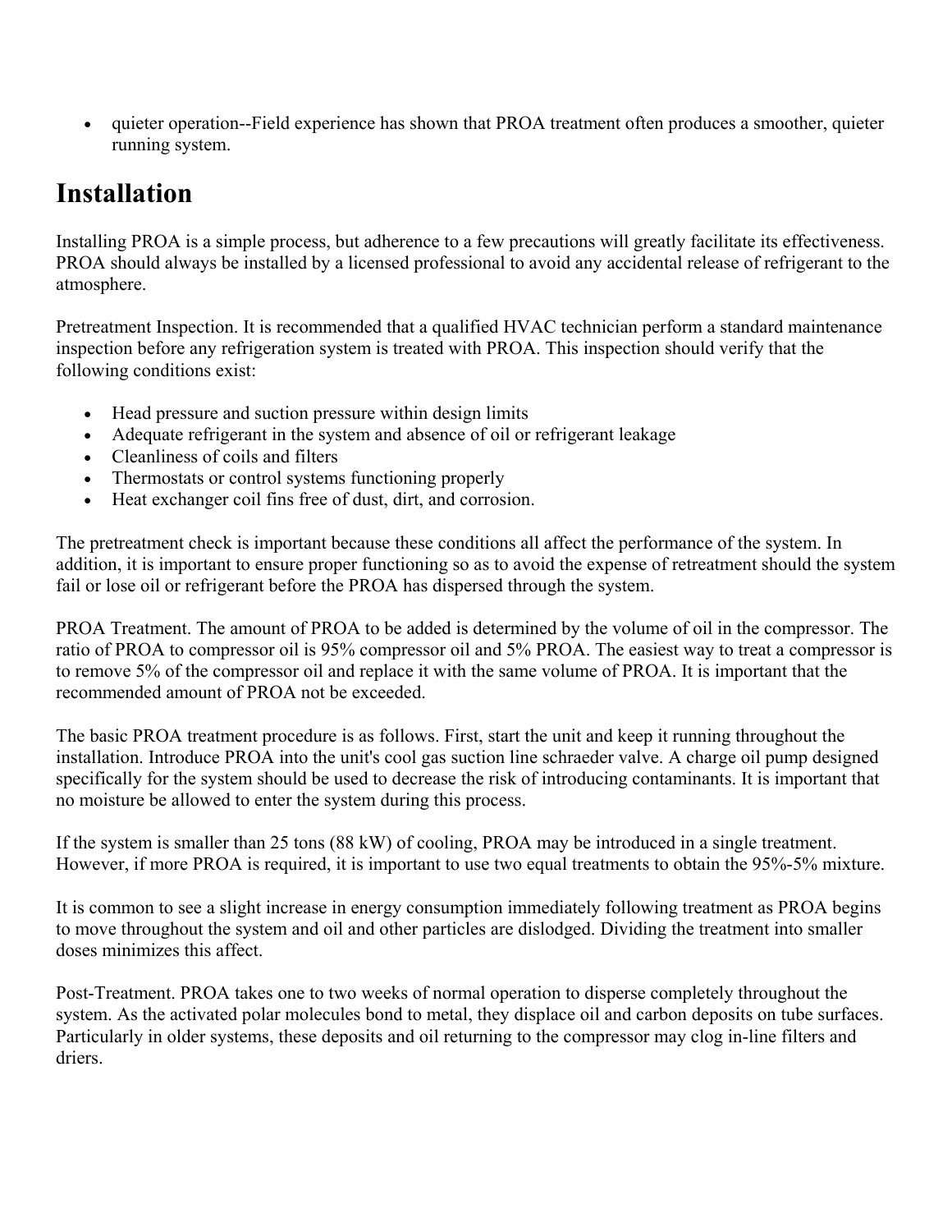- quieter operation--Field experience has shown that PROA treatment often produces a smoother, quieter running system.

## Installation

Installing PROA is a simple process, but adherence to a few precautions will greatly facilitate its effectiveness. PROA should always be installed by a licensed professional to avoid any accidental release of refrigerant to the atmosphere.

Pretreatment Inspection. It is recommended that a qualified HVAC technician perform a standard maintenance inspection before any refrigeration system is treated with PROA. This inspection should verify that the following conditions exist:

- Head pressure and suction pressure within design limits
- Adequate refrigerant in the system and absence of oil or refrigerant leakage
- Cleanliness of coils and filters
- Thermostats or control systems functioning properly
- Heat exchanger coil fins free of dust, dirt, and corrosion.

The pretreatment check is important because these conditions all affect the performance of the system. In addition, it is important to ensure proper functioning so as to avoid the expense of retreatment should the system fail or lose oil or refrigerant before the PROA has dispersed through the system.

PROA Treatment. The amount of PROA to be added is determined by the volume of oil in the compressor. The ratio of PROA to compressor oil is 95% compressor oil and 5% PROA. The easiest way to treat a compressor is to remove 5% of the compressor oil and replace it with the same volume of PROA. It is important that the recommended amount of PROA not be exceeded.

The basic PROA treatment procedure is as follows. First, start the unit and keep it running throughout the installation. Introduce PROA into the unit's cool gas suction line schraeder valve. A charge oil pump designed specifically for the system should be used to decrease the risk of introducing contaminants. It is important that no moisture be allowed to enter the system during this process.

If the system is smaller than 25 tons (88 kW) of cooling, PROA may be introduced in a single treatment. However, if more PROA is required, it is important to use two equal treatments to obtain the 95%-5% mixture.

It is common to see a slight increase in energy consumption immediately following treatment as PROA begins to move throughout the system and oil and other particles are dislodged. Dividing the treatment into smaller doses minimizes this affect.

Post-Treatment. PROA takes one to two weeks of normal operation to disperse completely throughout the system. As the activated polar molecules bond to metal, they displace oil and carbon deposits on tube surfaces. Particularly in older systems, these deposits and oil returning to the compressor may clog in-line filters and driers.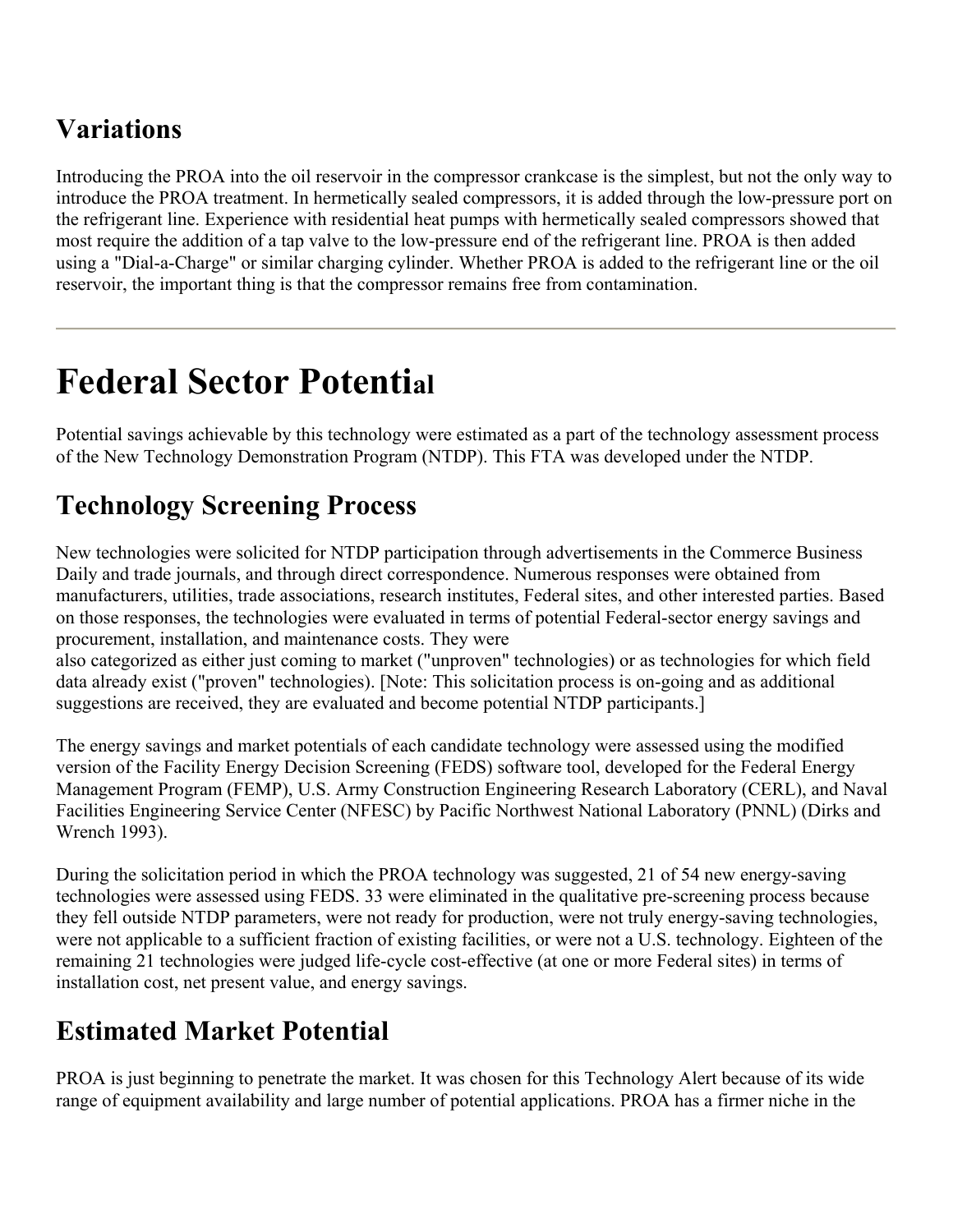## Variations

Introducing the PROA into the oil reservoir in the compressor crankcase is the simplest, but not the only way to introduce the PROA treatment. In hermetically sealed compressors, it is added through the low-pressure port on the refrigerant line. Experience with residential heat pumps with hermetically sealed compressors showed that most require the addition of a tap valve to the low-pressure end of the refrigerant line. PROA is then added using a "Dial-a-Charge" or similar charging cylinder. Whether PROA is added to the refrigerant line or the oil reservoir, the important thing is that the compressor remains free from contamination.

---

# Federal Sector Potential

Potential savings achievable by this technology were estimated as a part of the technology assessment process of the New Technology Demonstration Program (NTDP). This FTA was developed under the NTDP.

## Technology Screening Process

New technologies were solicited for NTDP participation through advertisements in the Commerce Business Daily and trade journals, and through direct correspondence. Numerous responses were obtained from manufacturers, utilities, trade associations, research institutes, Federal sites, and other interested parties. Based on those responses, the technologies were evaluated in terms of potential Federal-sector energy savings and procurement, installation, and maintenance costs. They were also categorized as either just coming to market ("unproven" technologies) or as technologies for which field data already exist ("proven" technologies). [Note: This solicitation process is on-going and as additional suggestions are received, they are evaluated and become potential NTDP participants.]

The energy savings and market potentials of each candidate technology were assessed using the modified version of the Facility Energy Decision Screening (FEDS) software tool, developed for the Federal Energy Management Program (FEMP), U.S. Army Construction Engineering Research Laboratory (CERL), and Naval Facilities Engineering Service Center (NFESC) by Pacific Northwest National Laboratory (PNNL) (Dirks and Wrench 1993).

During the solicitation period in which the PROA technology was suggested, 21 of 54 new energy-saving technologies were assessed using FEDS. 33 were eliminated in the qualitative pre-screening process because they fell outside NTDP parameters, were not ready for production, were not truly energy-saving technologies, were not applicable to a sufficient fraction of existing facilities, or were not a U.S. technology. Eighteen of the remaining 21 technologies were judged life-cycle cost-effective (at one or more Federal sites) in terms of installation cost, net present value, and energy savings.

## Estimated Market Potential

PROA is just beginning to penetrate the market. It was chosen for this Technology Alert because of its wide range of equipment availability and large number of potential applications. PROA has a firmer niche in the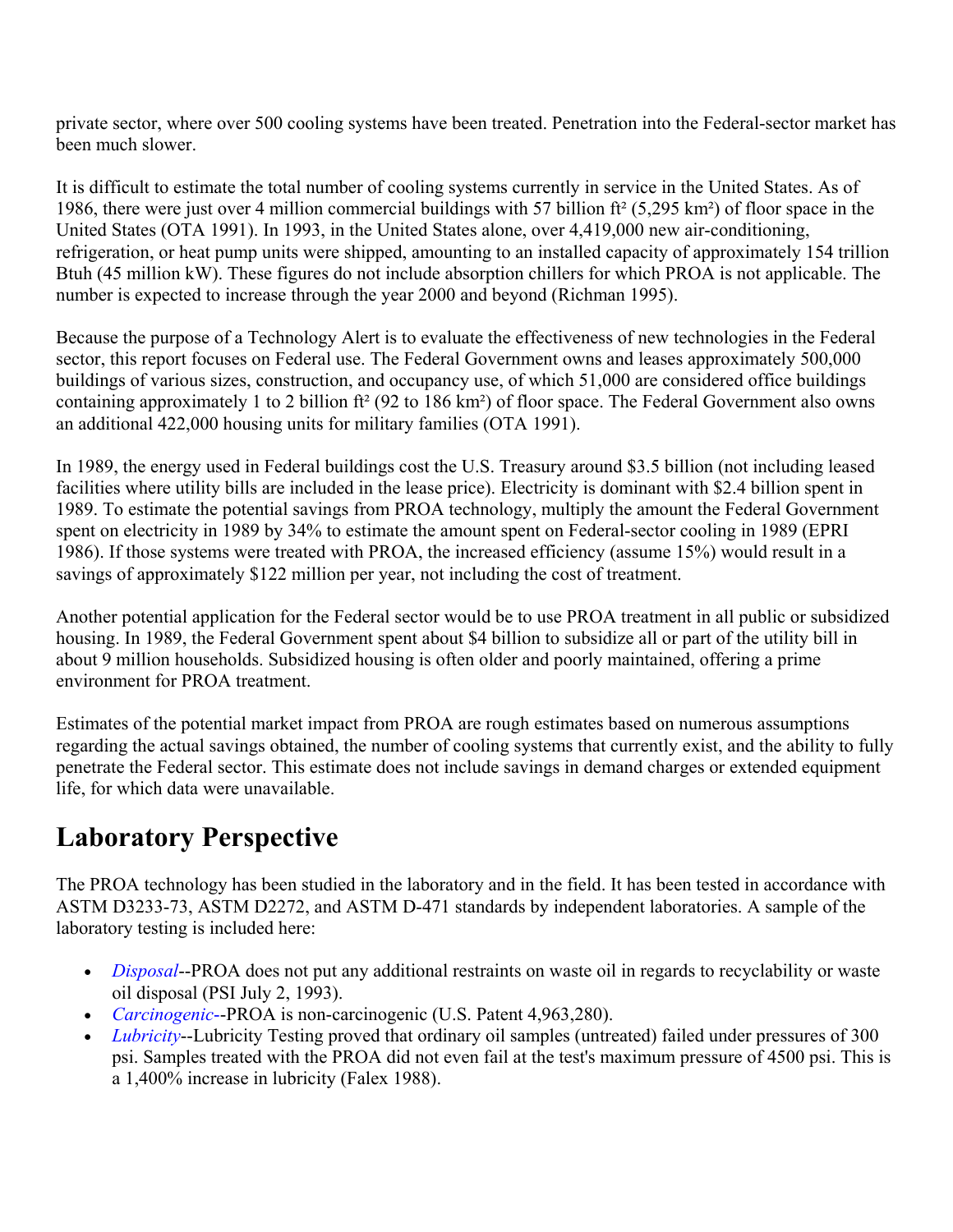private sector, where over 500 cooling systems have been treated. Penetration into the Federal-sector market has been much slower.

It is difficult to estimate the total number of cooling systems currently in service in the United States. As of 1986, there were just over 4 million commercial buildings with 57 billion ft² (5,295 km²) of floor space in the United States (OTA 1991). In 1993, in the United States alone, over 4,419,000 new air-conditioning, refrigeration, or heat pump units were shipped, amounting to an installed capacity of approximately 154 trillion Btuh (45 million kW). These figures do not include absorption chillers for which PROA is not applicable. The number is expected to increase through the year 2000 and beyond (Richman 1995).

Because the purpose of a Technology Alert is to evaluate the effectiveness of new technologies in the Federal sector, this report focuses on Federal use. The Federal Government owns and leases approximately 500,000 buildings of various sizes, construction, and occupancy use, of which 51,000 are considered office buildings containing approximately 1 to 2 billion ft² (92 to 186 km²) of floor space. The Federal Government also owns an additional 422,000 housing units for military families (OTA 1991).

In 1989, the energy used in Federal buildings cost the U.S. Treasury around $3.5 billion (not including leased facilities where utility bills are included in the lease price). Electricity is dominant with $2.4 billion spent in 1989. To estimate the potential savings from PROA technology, multiply the amount the Federal Government spent on electricity in 1989 by 34% to estimate the amount spent on Federal-sector cooling in 1989 (EPRI 1986). If those systems were treated with PROA, the increased efficiency (assume 15%) would result in a savings of approximately $122 million per year, not including the cost of treatment.

Another potential application for the Federal sector would be to use PROA treatment in all public or subsidized housing. In 1989, the Federal Government spent about $4 billion to subsidize all or part of the utility bill in about 9 million households. Subsidized housing is often older and poorly maintained, offering a prime environment for PROA treatment.

Estimates of the potential market impact from PROA are rough estimates based on numerous assumptions regarding the actual savings obtained, the number of cooling systems that currently exist, and the ability to fully penetrate the Federal sector. This estimate does not include savings in demand charges or extended equipment life, for which data were unavailable.

## Laboratory Perspective

The PROA technology has been studied in the laboratory and in the field. It has been tested in accordance with ASTM D3233-73, ASTM D2272, and ASTM D-471 standards by independent laboratories. A sample of the laboratory testing is included here:

- *Disposal*--PROA does not put any additional restraints on waste oil in regards to recyclability or waste oil disposal (PSI July 2, 1993).
- *Carcinogenic*--PROA is non-carcinogenic (U.S. Patent 4,963,280).
- *Lubricity*--Lubricity Testing proved that ordinary oil samples (untreated) failed under pressures of 300 psi. Samples treated with the PROA did not even fail at the test's maximum pressure of 4500 psi. This is a 1,400% increase in lubricity (Falex 1988).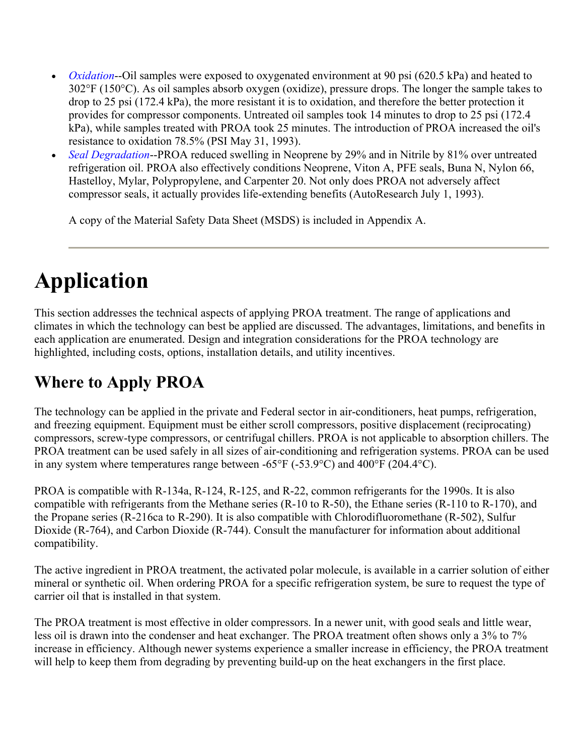- *Oxidation*--Oil samples were exposed to oxygenated environment at 90 psi (620.5 kPa) and heated to 302°F (150°C). As oil samples absorb oxygen (oxidize), pressure drops. The longer the sample takes to drop to 25 psi (172.4 kPa), the more resistant it is to oxidation, and therefore the better protection it provides for compressor components. Untreated oil samples took 14 minutes to drop to 25 psi (172.4 kPa), while samples treated with PROA took 25 minutes. The introduction of PROA increased the oil's resistance to oxidation 78.5% (PSI May 31, 1993).
- *Seal Degradation*--PROA reduced swelling in Neoprene by 29% and in Nitrile by 81% over untreated refrigeration oil. PROA also effectively conditions Neoprene, Viton A, PFE seals, Buna N, Nylon 66, Hastelloy, Mylar, Polypropylene, and Carpenter 20. Not only does PROA not adversely affect compressor seals, it actually provides life-extending benefits (AutoResearch July 1, 1993).

  A copy of the Material Safety Data Sheet (MSDS) is included in Appendix A.

---

# Application

This section addresses the technical aspects of applying PROA treatment. The range of applications and climates in which the technology can best be applied are discussed. The advantages, limitations, and benefits in each application are enumerated. Design and integration considerations for the PROA technology are highlighted, including costs, options, installation details, and utility incentives.

## Where to Apply PROA

The technology can be applied in the private and Federal sector in air-conditioners, heat pumps, refrigeration, and freezing equipment. Equipment must be either scroll compressors, positive displacement (reciprocating) compressors, screw-type compressors, or centrifugal chillers. PROA is not applicable to absorption chillers. The PROA treatment can be used safely in all sizes of air-conditioning and refrigeration systems. PROA can be used in any system where temperatures range between -65°F (-53.9°C) and 400°F (204.4°C).

PROA is compatible with R-134a, R-124, R-125, and R-22, common refrigerants for the 1990s. It is also compatible with refrigerants from the Methane series (R-10 to R-50), the Ethane series (R-110 to R-170), and the Propane series (R-216ca to R-290). It is also compatible with Chlorodifluoromethane (R-502), Sulfur Dioxide (R-764), and Carbon Dioxide (R-744). Consult the manufacturer for information about additional compatibility.

The active ingredient in PROA treatment, the activated polar molecule, is available in a carrier solution of either mineral or synthetic oil. When ordering PROA for a specific refrigeration system, be sure to request the type of carrier oil that is installed in that system.

The PROA treatment is most effective in older compressors. In a newer unit, with good seals and little wear, less oil is drawn into the condenser and heat exchanger. The PROA treatment often shows only a 3% to 7% increase in efficiency. Although newer systems experience a smaller increase in efficiency, the PROA treatment will help to keep them from degrading by preventing build-up on the heat exchangers in the first place.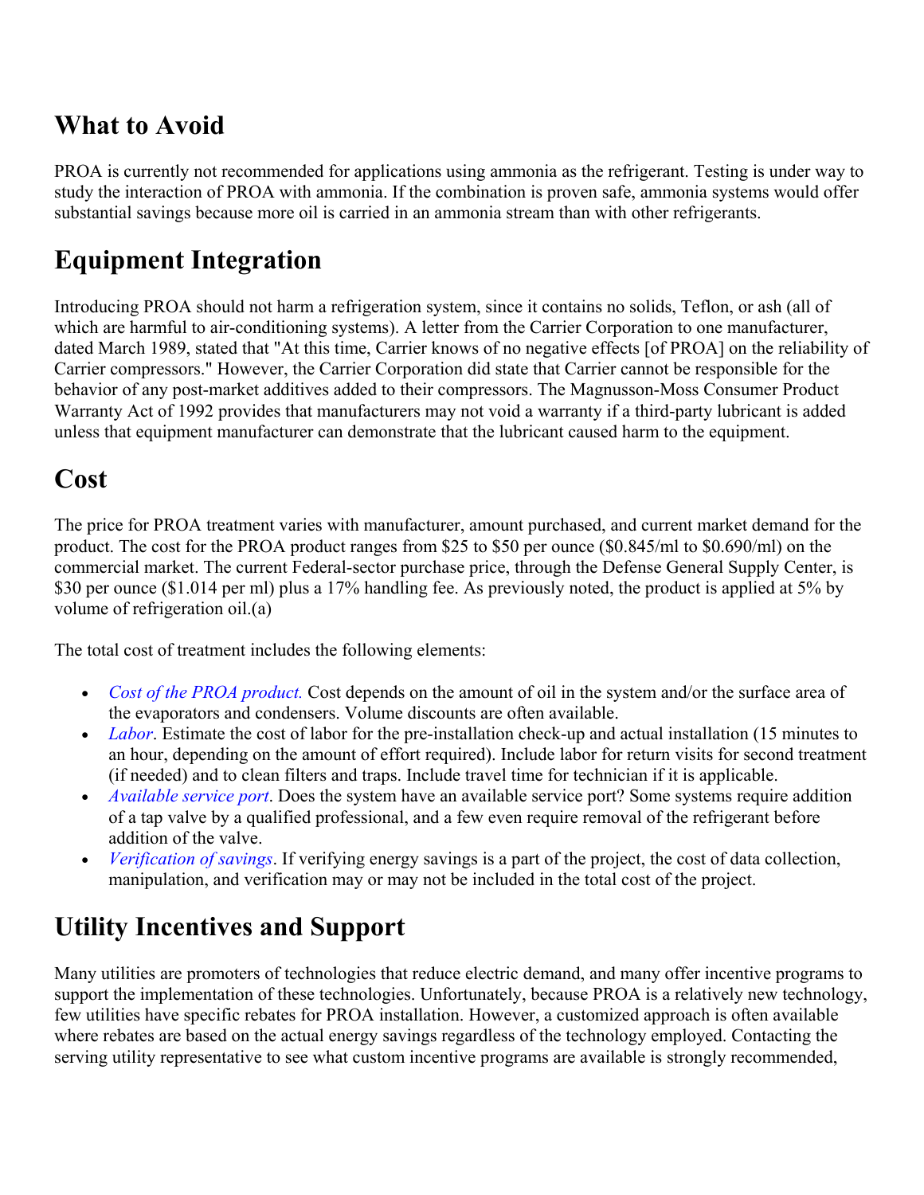## What to Avoid

PROA is currently not recommended for applications using ammonia as the refrigerant. Testing is under way to study the interaction of PROA with ammonia. If the combination is proven safe, ammonia systems would offer substantial savings because more oil is carried in an ammonia stream than with other refrigerants.

## Equipment Integration

Introducing PROA should not harm a refrigeration system, since it contains no solids, Teflon, or ash (all of which are harmful to air-conditioning systems). A letter from the Carrier Corporation to one manufacturer, dated March 1989, stated that "At this time, Carrier knows of no negative effects [of PROA] on the reliability of Carrier compressors." However, the Carrier Corporation did state that Carrier cannot be responsible for the behavior of any post-market additives added to their compressors. The Magnusson-Moss Consumer Product Warranty Act of 1992 provides that manufacturers may not void a warranty if a third-party lubricant is added unless that equipment manufacturer can demonstrate that the lubricant caused harm to the equipment.

## Cost

The price for PROA treatment varies with manufacturer, amount purchased, and current market demand for the product. The cost for the PROA product ranges from $25 to $50 per ounce ($0.845/ml to $0.690/ml) on the commercial market. The current Federal-sector purchase price, through the Defense General Supply Center, is $30 per ounce ($1.014 per ml) plus a 17% handling fee. As previously noted, the product is applied at 5% by volume of refrigeration oil.(a)

The total cost of treatment includes the following elements:

- *Cost of the PROA product.* Cost depends on the amount of oil in the system and/or the surface area of the evaporators and condensers. Volume discounts are often available.
- *Labor*. Estimate the cost of labor for the pre-installation check-up and actual installation (15 minutes to an hour, depending on the amount of effort required). Include labor for return visits for second treatment (if needed) and to clean filters and traps. Include travel time for technician if it is applicable.
- *Available service port*. Does the system have an available service port? Some systems require addition of a tap valve by a qualified professional, and a few even require removal of the refrigerant before addition of the valve.
- *Verification of savings*. If verifying energy savings is a part of the project, the cost of data collection, manipulation, and verification may or may not be included in the total cost of the project.

## Utility Incentives and Support

Many utilities are promoters of technologies that reduce electric demand, and many offer incentive programs to support the implementation of these technologies. Unfortunately, because PROA is a relatively new technology, few utilities have specific rebates for PROA installation. However, a customized approach is often available where rebates are based on the actual energy savings regardless of the technology employed. Contacting the serving utility representative to see what custom incentive programs are available is strongly recommended,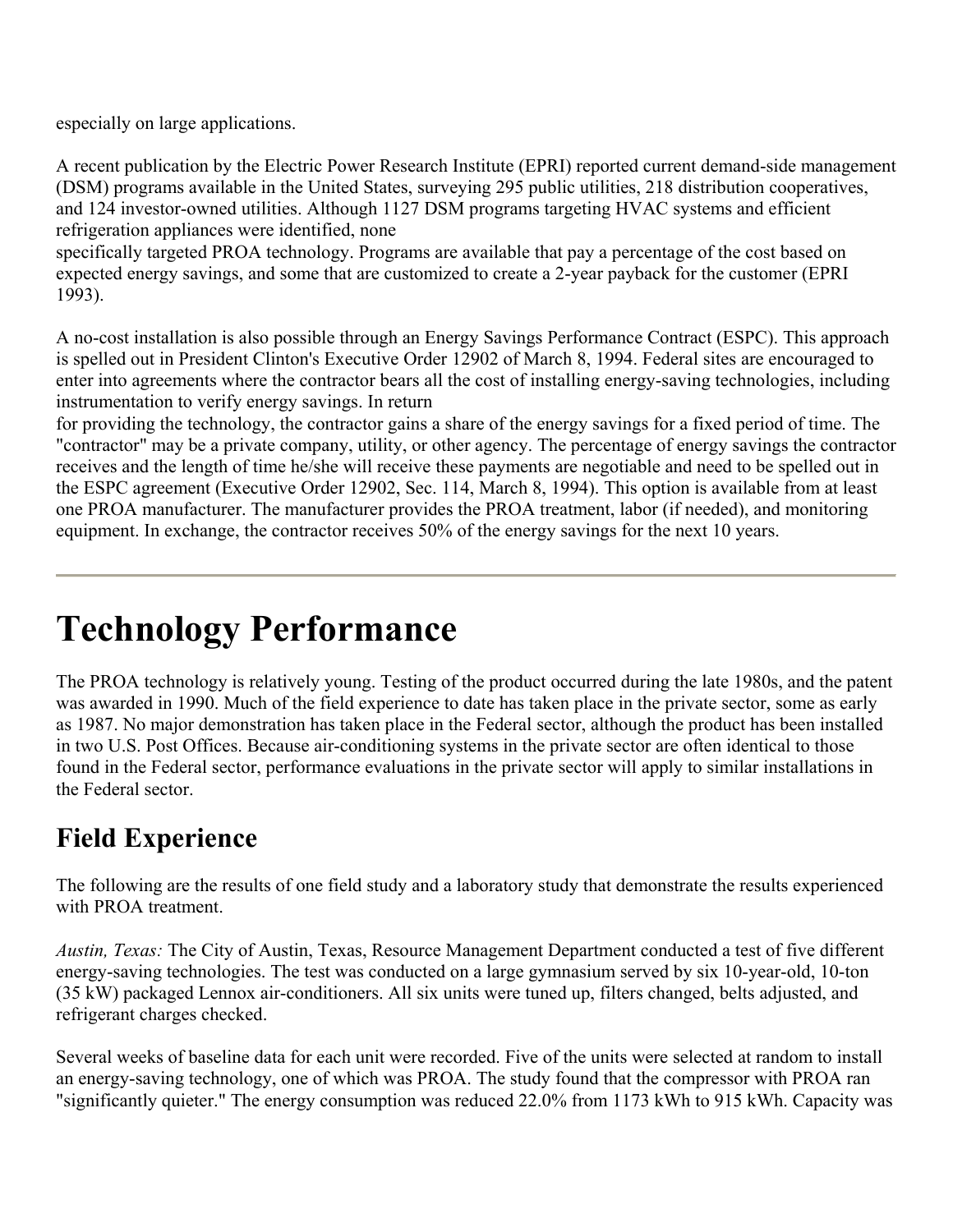especially on large applications.

A recent publication by the Electric Power Research Institute (EPRI) reported current demand-side management (DSM) programs available in the United States, surveying 295 public utilities, 218 distribution cooperatives, and 124 investor-owned utilities. Although 1127 DSM programs targeting HVAC systems and efficient refrigeration appliances were identified, none specifically targeted PROA technology. Programs are available that pay a percentage of the cost based on expected energy savings, and some that are customized to create a 2-year payback for the customer (EPRI 1993).

A no-cost installation is also possible through an Energy Savings Performance Contract (ESPC). This approach is spelled out in President Clinton's Executive Order 12902 of March 8, 1994. Federal sites are encouraged to enter into agreements where the contractor bears all the cost of installing energy-saving technologies, including instrumentation to verify energy savings. In return for providing the technology, the contractor gains a share of the energy savings for a fixed period of time. The "contractor" may be a private company, utility, or other agency. The percentage of energy savings the contractor receives and the length of time he/she will receive these payments are negotiable and need to be spelled out in the ESPC agreement (Executive Order 12902, Sec. 114, March 8, 1994). This option is available from at least one PROA manufacturer. The manufacturer provides the PROA treatment, labor (if needed), and monitoring equipment. In exchange, the contractor receives 50% of the energy savings for the next 10 years.

---

# Technology Performance

The PROA technology is relatively young. Testing of the product occurred during the late 1980s, and the patent was awarded in 1990. Much of the field experience to date has taken place in the private sector, some as early as 1987. No major demonstration has taken place in the Federal sector, although the product has been installed in two U.S. Post Offices. Because air-conditioning systems in the private sector are often identical to those found in the Federal sector, performance evaluations in the private sector will apply to similar installations in the Federal sector.

## Field Experience

The following are the results of one field study and a laboratory study that demonstrate the results experienced with PROA treatment.

*Austin, Texas:* The City of Austin, Texas, Resource Management Department conducted a test of five different energy-saving technologies. The test was conducted on a large gymnasium served by six 10-year-old, 10-ton (35 kW) packaged Lennox air-conditioners. All six units were tuned up, filters changed, belts adjusted, and refrigerant charges checked.

Several weeks of baseline data for each unit were recorded. Five of the units were selected at random to install an energy-saving technology, one of which was PROA. The study found that the compressor with PROA ran "significantly quieter." The energy consumption was reduced 22.0% from 1173 kWh to 915 kWh. Capacity was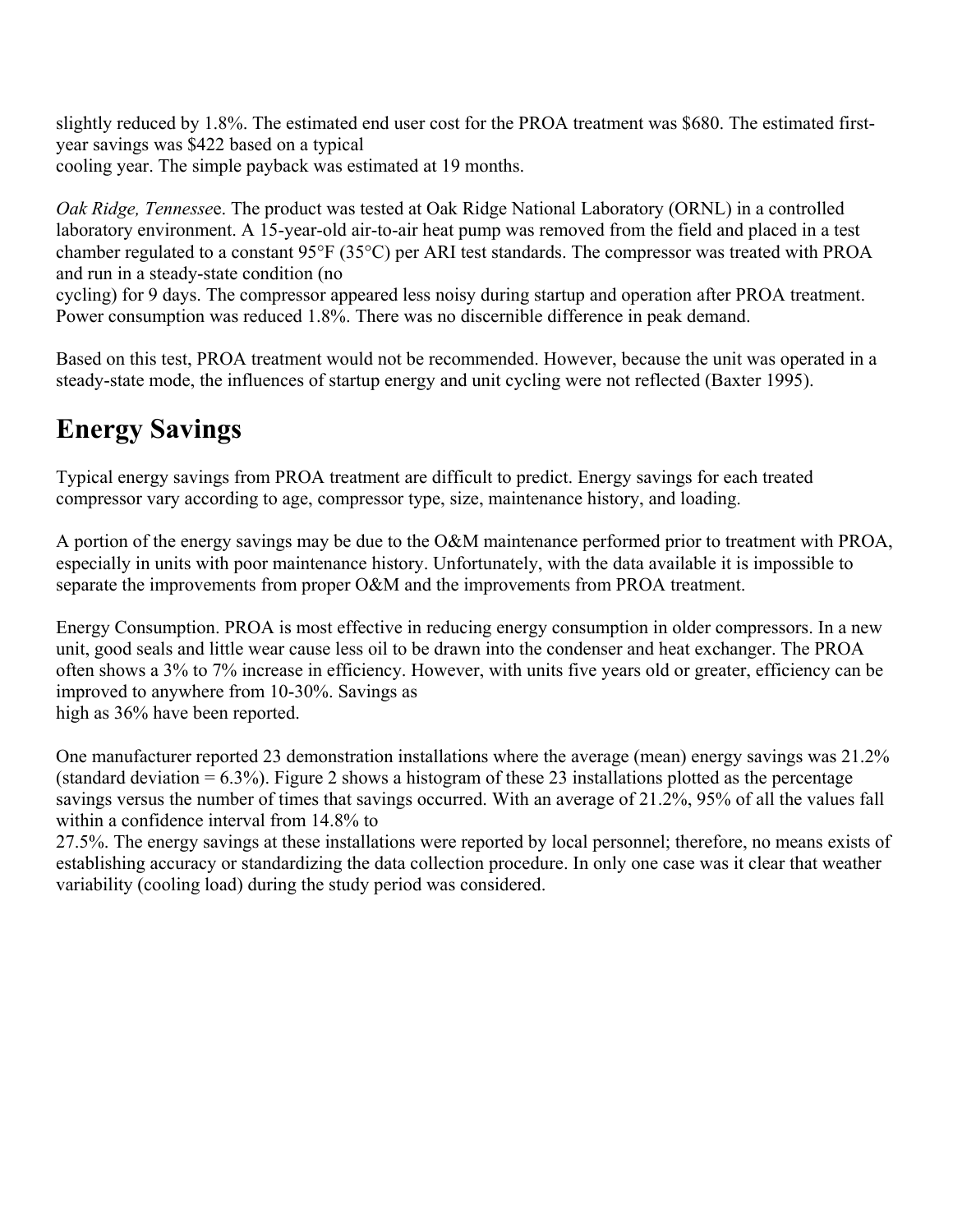slightly reduced by 1.8%. The estimated end user cost for the PROA treatment was $680. The estimated first-year savings was $422 based on a typical cooling year. The simple payback was estimated at 19 months.

*Oak Ridge, Tennesse*e. The product was tested at Oak Ridge National Laboratory (ORNL) in a controlled laboratory environment. A 15-year-old air-to-air heat pump was removed from the field and placed in a test chamber regulated to a constant 95°F (35°C) per ARI test standards. The compressor was treated with PROA and run in a steady-state condition (no cycling) for 9 days. The compressor appeared less noisy during startup and operation after PROA treatment. Power consumption was reduced 1.8%. There was no discernible difference in peak demand.

Based on this test, PROA treatment would not be recommended. However, because the unit was operated in a steady-state mode, the influences of startup energy and unit cycling were not reflected (Baxter 1995).

# Energy Savings

Typical energy savings from PROA treatment are difficult to predict. Energy savings for each treated compressor vary according to age, compressor type, size, maintenance history, and loading.

A portion of the energy savings may be due to the O&M maintenance performed prior to treatment with PROA, especially in units with poor maintenance history. Unfortunately, with the data available it is impossible to separate the improvements from proper O&M and the improvements from PROA treatment.

Energy Consumption. PROA is most effective in reducing energy consumption in older compressors. In a new unit, good seals and little wear cause less oil to be drawn into the condenser and heat exchanger. The PROA often shows a 3% to 7% increase in efficiency. However, with units five years old or greater, efficiency can be improved to anywhere from 10-30%. Savings as high as 36% have been reported.

One manufacturer reported 23 demonstration installations where the average (mean) energy savings was 21.2% (standard deviation = 6.3%). Figure 2 shows a histogram of these 23 installations plotted as the percentage savings versus the number of times that savings occurred. With an average of 21.2%, 95% of all the values fall within a confidence interval from 14.8% to 27.5%. The energy savings at these installations were reported by local personnel; therefore, no means exists of establishing accuracy or standardizing the data collection procedure. In only one case was it clear that weather variability (cooling load) during the study period was considered.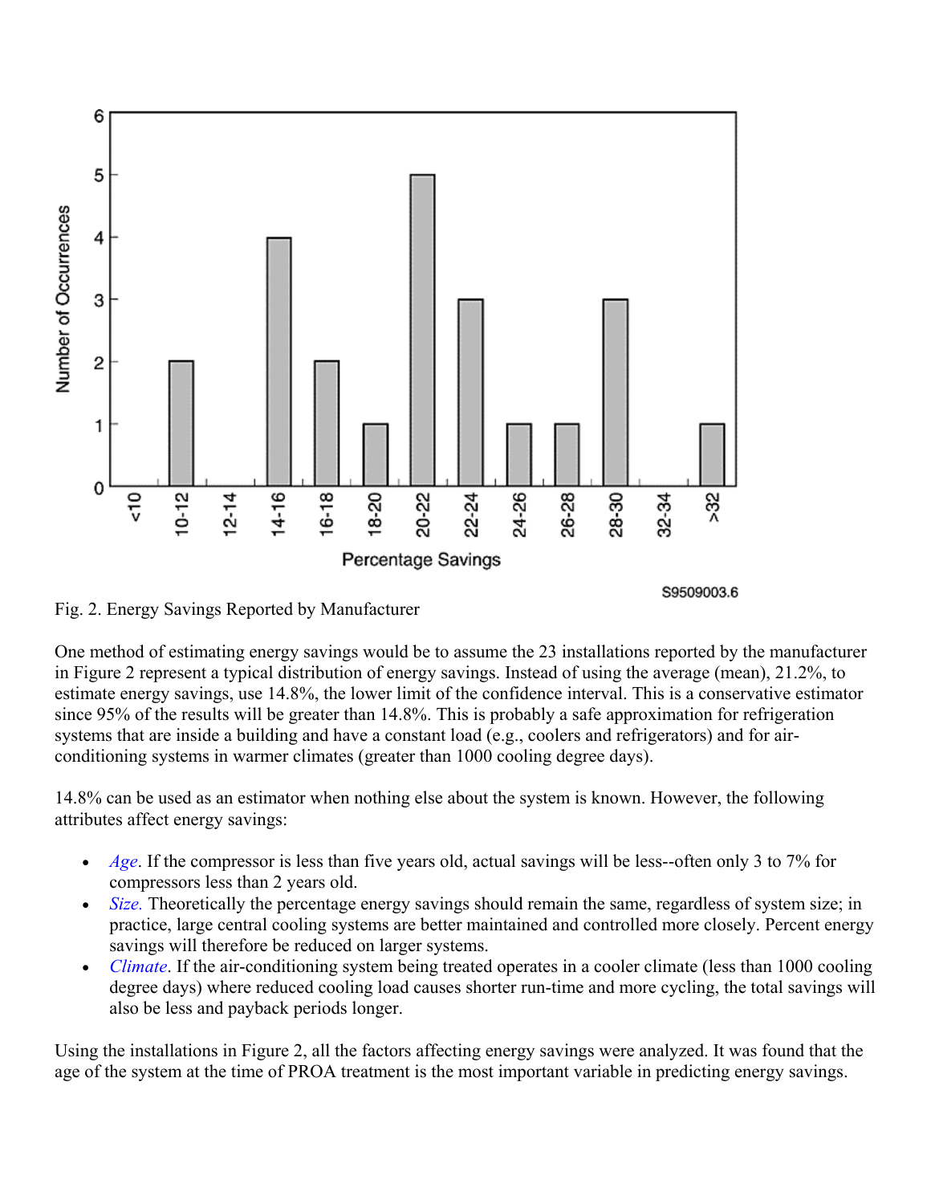Fig. 2. Energy Savings Reported by Manufacturer

One method of estimating energy savings would be to assume the 23 installations reported by the manufacturer in Figure 2 represent a typical distribution of energy savings. Instead of using the average (mean), 21.2%, to estimate energy savings, use 14.8%, the lower limit of the confidence interval. This is a conservative estimator since 95% of the results will be greater than 14.8%. This is probably a safe approximation for refrigeration systems that are inside a building and have a constant load (e.g., coolers and refrigerators) and for air-conditioning systems in warmer climates (greater than 1000 cooling degree days).

14.8% can be used as an estimator when nothing else about the system is known. However, the following attributes affect energy savings:

- *Age*. If the compressor is less than five years old, actual savings will be less--often only 3 to 7% for compressors less than 2 years old.
- *Size.* Theoretically the percentage energy savings should remain the same, regardless of system size; in practice, large central cooling systems are better maintained and controlled more closely. Percent energy savings will therefore be reduced on larger systems.
- *Climate*. If the air-conditioning system being treated operates in a cooler climate (less than 1000 cooling degree days) where reduced cooling load causes shorter run-time and more cycling, the total savings will also be less and payback periods longer.

Using the installations in Figure 2, all the factors affecting energy savings were analyzed. It was found that the age of the system at the time of PROA treatment is the most important variable in predicting energy savings.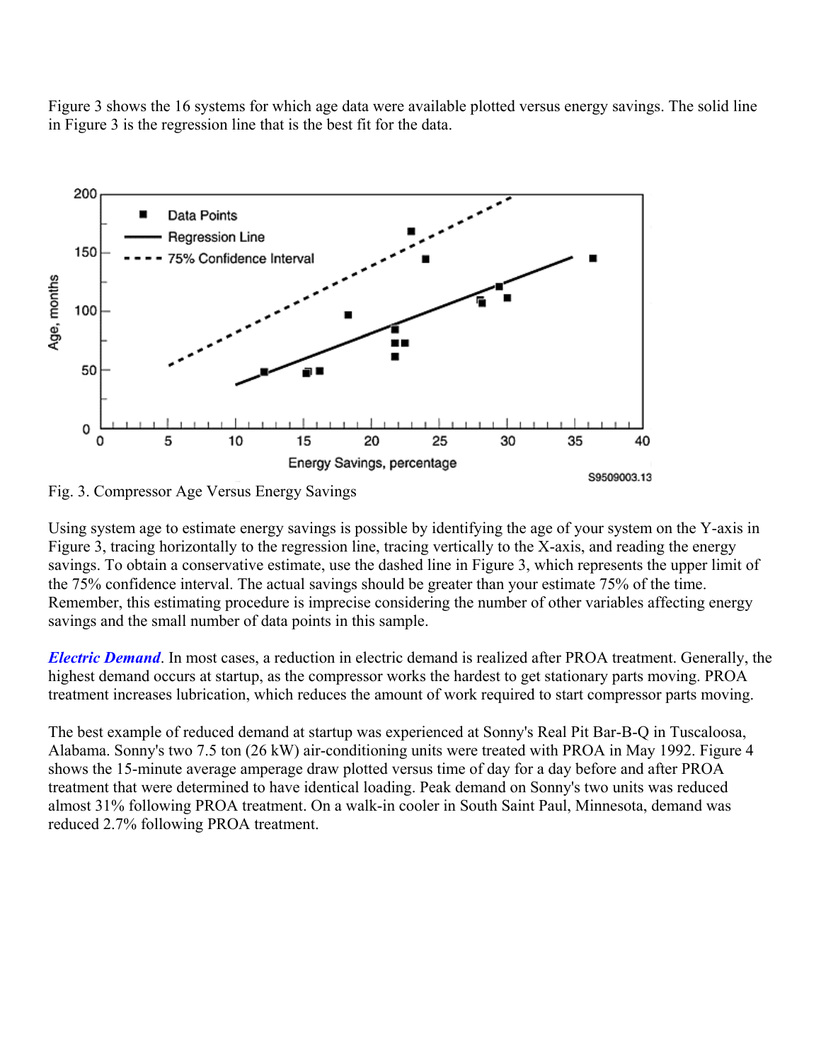Figure 3 shows the 16 systems for which age data were available plotted versus energy savings. The solid line in Figure 3 is the regression line that is the best fit for the data.

Fig. 3. Compressor Age Versus Energy Savings

Using system age to estimate energy savings is possible by identifying the age of your system on the Y-axis in Figure 3, tracing horizontally to the regression line, tracing vertically to the X-axis, and reading the energy savings. To obtain a conservative estimate, use the dashed line in Figure 3, which represents the upper limit of the 75% confidence interval. The actual savings should be greater than your estimate 75% of the time. Remember, this estimating procedure is imprecise considering the number of other variables affecting energy savings and the small number of data points in this sample.

***Electric Demand***. In most cases, a reduction in electric demand is realized after PROA treatment. Generally, the highest demand occurs at startup, as the compressor works the hardest to get stationary parts moving. PROA treatment increases lubrication, which reduces the amount of work required to start compressor parts moving.

The best example of reduced demand at startup was experienced at Sonny's Real Pit Bar-B-Q in Tuscaloosa, Alabama. Sonny's two 7.5 ton (26 kW) air-conditioning units were treated with PROA in May 1992. Figure 4 shows the 15-minute average amperage draw plotted versus time of day for a day before and after PROA treatment that were determined to have identical loading. Peak demand on Sonny's two units was reduced almost 31% following PROA treatment. On a walk-in cooler in South Saint Paul, Minnesota, demand was reduced 2.7% following PROA treatment.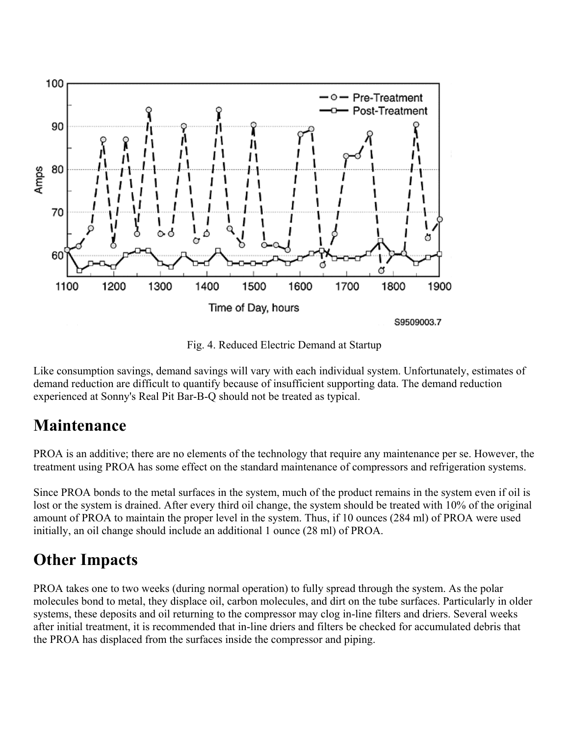Fig. 4. Reduced Electric Demand at Startup

Like consumption savings, demand savings will vary with each individual system. Unfortunately, estimates of demand reduction are difficult to quantify because of insufficient supporting data. The demand reduction experienced at Sonny's Real Pit Bar-B-Q should not be treated as typical.

## Maintenance

PROA is an additive; there are no elements of the technology that require any maintenance per se. However, the treatment using PROA has some effect on the standard maintenance of compressors and refrigeration systems.

Since PROA bonds to the metal surfaces in the system, much of the product remains in the system even if oil is lost or the system is drained. After every third oil change, the system should be treated with 10% of the original amount of PROA to maintain the proper level in the system. Thus, if 10 ounces (284 ml) of PROA were used initially, an oil change should include an additional 1 ounce (28 ml) of PROA.

## Other Impacts

PROA takes one to two weeks (during normal operation) to fully spread through the system. As the polar molecules bond to metal, they displace oil, carbon molecules, and dirt on the tube surfaces. Particularly in older systems, these deposits and oil returning to the compressor may clog in-line filters and driers. Several weeks after initial treatment, it is recommended that in-line driers and filters be checked for accumulated debris that the PROA has displaced from the surfaces inside the compressor and piping.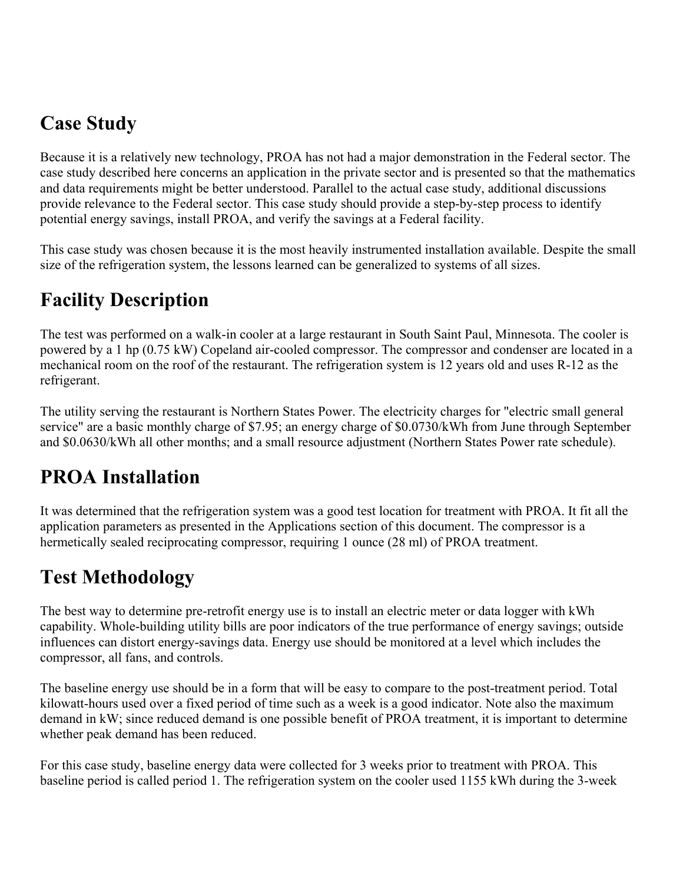## Case Study

Because it is a relatively new technology, PROA has not had a major demonstration in the Federal sector. The case study described here concerns an application in the private sector and is presented so that the mathematics and data requirements might be better understood. Parallel to the actual case study, additional discussions provide relevance to the Federal sector. This case study should provide a step-by-step process to identify potential energy savings, install PROA, and verify the savings at a Federal facility.

This case study was chosen because it is the most heavily instrumented installation available. Despite the small size of the refrigeration system, the lessons learned can be generalized to systems of all sizes.

## Facility Description

The test was performed on a walk-in cooler at a large restaurant in South Saint Paul, Minnesota. The cooler is powered by a 1 hp (0.75 kW) Copeland air-cooled compressor. The compressor and condenser are located in a mechanical room on the roof of the restaurant. The refrigeration system is 12 years old and uses R-12 as the refrigerant.

The utility serving the restaurant is Northern States Power. The electricity charges for "electric small general service" are a basic monthly charge of $7.95; an energy charge of $0.0730/kWh from June through September and $0.0630/kWh all other months; and a small resource adjustment (Northern States Power rate schedule).

## PROA Installation

It was determined that the refrigeration system was a good test location for treatment with PROA. It fit all the application parameters as presented in the Applications section of this document. The compressor is a hermetically sealed reciprocating compressor, requiring 1 ounce (28 ml) of PROA treatment.

## Test Methodology

The best way to determine pre-retrofit energy use is to install an electric meter or data logger with kWh capability. Whole-building utility bills are poor indicators of the true performance of energy savings; outside influences can distort energy-savings data. Energy use should be monitored at a level which includes the compressor, all fans, and controls.

The baseline energy use should be in a form that will be easy to compare to the post-treatment period. Total kilowatt-hours used over a fixed period of time such as a week is a good indicator. Note also the maximum demand in kW; since reduced demand is one possible benefit of PROA treatment, it is important to determine whether peak demand has been reduced.

For this case study, baseline energy data were collected for 3 weeks prior to treatment with PROA. This baseline period is called period 1. The refrigeration system on the cooler used 1155 kWh during the 3-week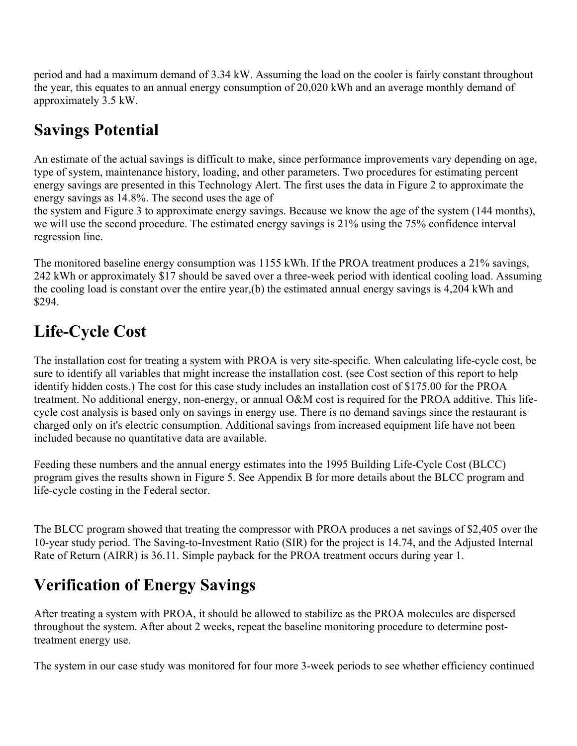period and had a maximum demand of 3.34 kW. Assuming the load on the cooler is fairly constant throughout the year, this equates to an annual energy consumption of 20,020 kWh and an average monthly demand of approximately 3.5 kW.

## Savings Potential

An estimate of the actual savings is difficult to make, since performance improvements vary depending on age, type of system, maintenance history, loading, and other parameters. Two procedures for estimating percent energy savings are presented in this Technology Alert. The first uses the data in Figure 2 to approximate the energy savings as 14.8%. The second uses the age of the system and Figure 3 to approximate energy savings. Because we know the age of the system (144 months), we will use the second procedure. The estimated energy savings is 21% using the 75% confidence interval regression line.

The monitored baseline energy consumption was 1155 kWh. If the PROA treatment produces a 21% savings, 242 kWh or approximately $17 should be saved over a three-week period with identical cooling load. Assuming the cooling load is constant over the entire year,(b) the estimated annual energy savings is 4,204 kWh and $294.

## Life-Cycle Cost

The installation cost for treating a system with PROA is very site-specific. When calculating life-cycle cost, be sure to identify all variables that might increase the installation cost. (see Cost section of this report to help identify hidden costs.) The cost for this case study includes an installation cost of $175.00 for the PROA treatment. No additional energy, non-energy, or annual O&M cost is required for the PROA additive. This life-cycle cost analysis is based only on savings in energy use. There is no demand savings since the restaurant is charged only on it's electric consumption. Additional savings from increased equipment life have not been included because no quantitative data are available.

Feeding these numbers and the annual energy estimates into the 1995 Building Life-Cycle Cost (BLCC) program gives the results shown in Figure 5. See Appendix B for more details about the BLCC program and life-cycle costing in the Federal sector.

The BLCC program showed that treating the compressor with PROA produces a net savings of $2,405 over the 10-year study period. The Saving-to-Investment Ratio (SIR) for the project is 14.74, and the Adjusted Internal Rate of Return (AIRR) is 36.11. Simple payback for the PROA treatment occurs during year 1.

## Verification of Energy Savings

After treating a system with PROA, it should be allowed to stabilize as the PROA molecules are dispersed throughout the system. After about 2 weeks, repeat the baseline monitoring procedure to determine post-treatment energy use.

The system in our case study was monitored for four more 3-week periods to see whether efficiency continued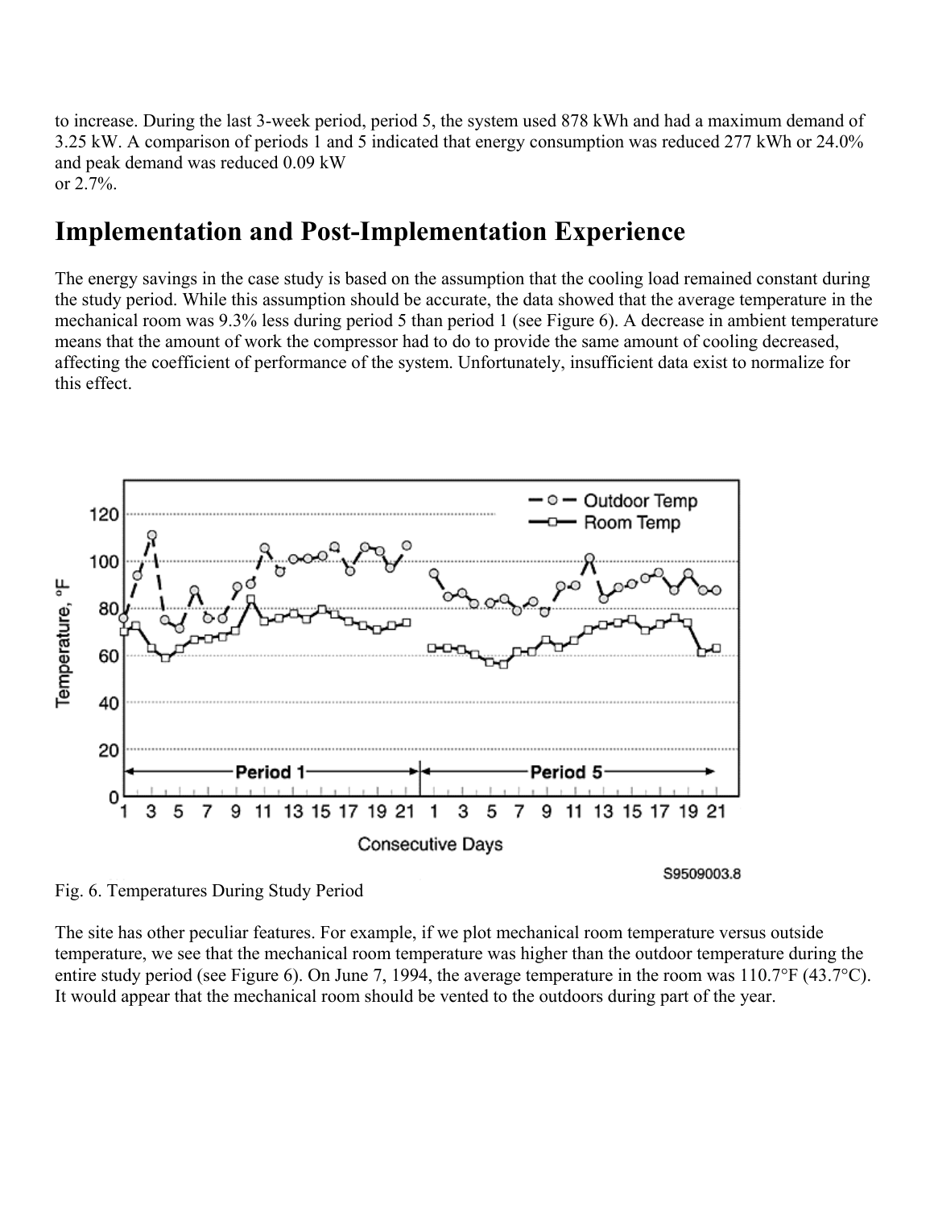to increase. During the last 3-week period, period 5, the system used 878 kWh and had a maximum demand of 3.25 kW. A comparison of periods 1 and 5 indicated that energy consumption was reduced 277 kWh or 24.0% and peak demand was reduced 0.09 kW
or 2.7%.

## Implementation and Post-Implementation Experience

The energy savings in the case study is based on the assumption that the cooling load remained constant during the study period. While this assumption should be accurate, the data showed that the average temperature in the mechanical room was 9.3% less during period 5 than period 1 (see Figure 6). A decrease in ambient temperature means that the amount of work the compressor had to do to provide the same amount of cooling decreased, affecting the coefficient of performance of the system. Unfortunately, insufficient data exist to normalize for this effect.

Fig. 6. Temperatures During Study Period

The site has other peculiar features. For example, if we plot mechanical room temperature versus outside temperature, we see that the mechanical room temperature was higher than the outdoor temperature during the entire study period (see Figure 6). On June 7, 1994, the average temperature in the room was 110.7°F (43.7°C). It would appear that the mechanical room should be vented to the outdoors during part of the year.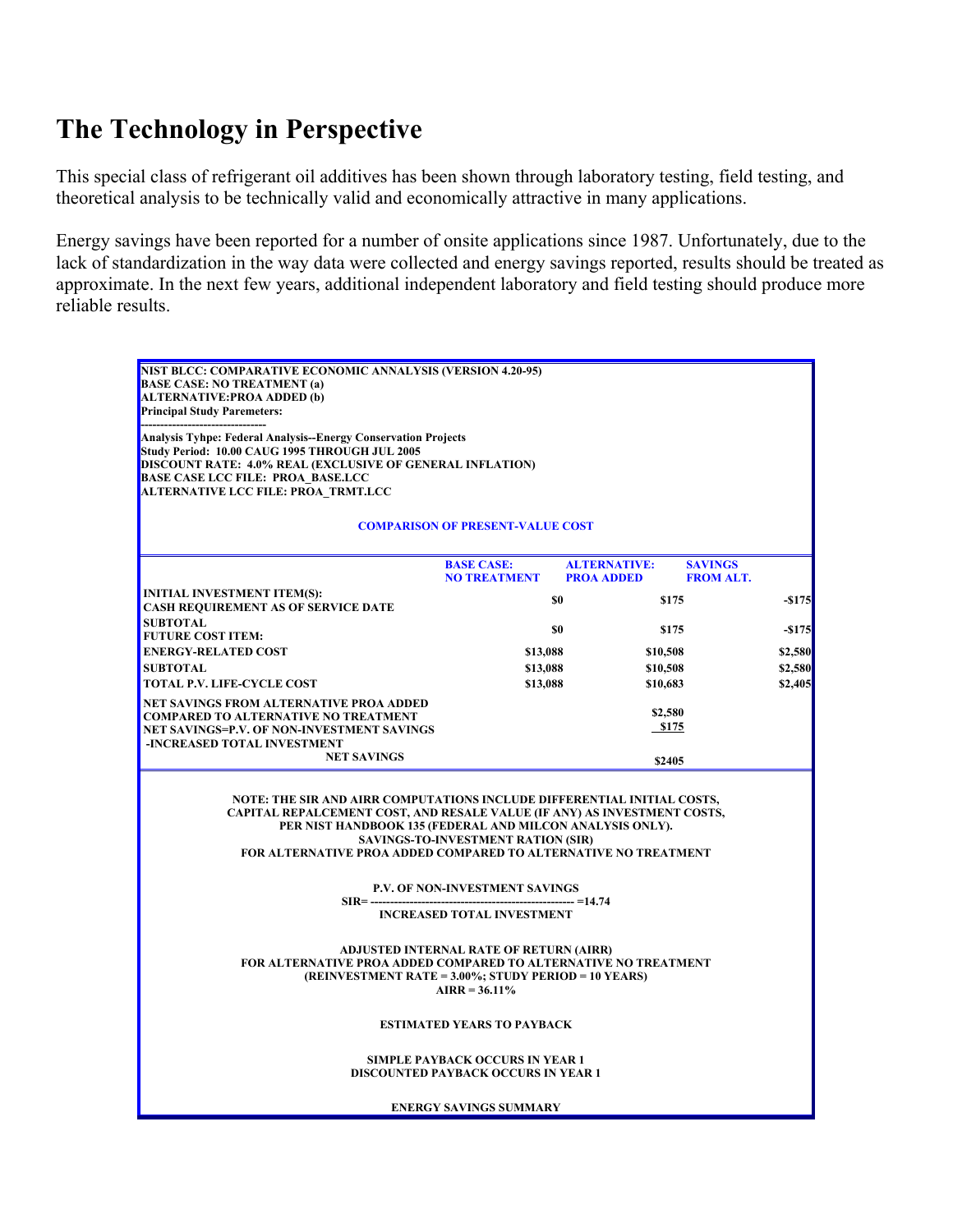# The Technology in Perspective

This special class of refrigerant oil additives has been shown through laboratory testing, field testing, and theoretical analysis to be technically valid and economically attractive in many applications.

Energy savings have been reported for a number of onsite applications since 1987. Unfortunately, due to the lack of standardization in the way data were collected and energy savings reported, results should be treated as approximate. In the next few years, additional independent laboratory and field testing should produce more reliable results.

**NIST BLCC: COMPARATIVE ECONOMIC ANALYSIS (VERSION 4.20-95)**
**BASE CASE: NO TREATMENT (a)**
**ALTERNATIVE:PROA ADDED (b)**
**Principal Study Paremeters:**
**--------------------------------**
**Analysis Tyhpe: Federal Analysis--Energy Conservation Projects**
**Study Period: 10.00 CAUG 1995 THROUGH JUL 2005**
**DISCOUNT RATE: 4.0% REAL (EXCLUSIVE OF GENERAL INFLATION)**
**BASE CASE LCC FILE: PROA_BASE.LCC**
**ALTERNATIVE LCC FILE: PROA_TRMT.LCC**

**COMPARISON OF PRESENT-VALUE COST**

| | BASE CASE: NO TREATMENT | ALTERNATIVE: PROA ADDED | SAVINGS FROM ALT. |
|---|---|---|---|
| INITIAL INVESTMENT ITEM(S): CASH REQUIREMENT AS OF SERVICE DATE | $0 | $175 | -$175 |
| SUBTOTAL | $0 | $175 | -$175 |
| FUTURE COST ITEM: | | | |
| ENERGY-RELATED COST | $13,088 | $10,508 | $2,580 |
| SUBTOTAL | $13,088 | $10,508 | $2,580 |
| TOTAL P.V. LIFE-CYCLE COST | $13,088 | $10,683 | $2,405 |

| | |
|---|---|
| NET SAVINGS FROM ALTERNATIVE PROA ADDED COMPARED TO ALTERNATIVE NO TREATMENT | |
| NET SAVINGS=P.V. OF NON-INVESTMENT SAVINGS | $2,580 |
| -INCREASED TOTAL INVESTMENT | $175 |
| NET SAVINGS | $2405 |

**NOTE: THE SIR AND AIRR COMPUTATIONS INCLUDE DIFFERENTIAL INITIAL COSTS, CAPITAL REPALCEMENT COST, AND RESALE VALUE (IF ANY) AS INVESTMENT COSTS, PER NIST HANDBOOK 135 (FEDERAL AND MILCON ANALYSIS ONLY).**

**SAVINGS-TO-INVESTMENT RATION (SIR)**
**FOR ALTERNATIVE PROA ADDED COMPARED TO ALTERNATIVE NO TREATMENT**

$$SIR = \frac{\text{P.V. OF NON-INVESTMENT SAVINGS}}{\text{INCREASED TOTAL INVESTMENT}} = 14.74$$

**ADJUSTED INTERNAL RATE OF RETURN (AIRR)**
**FOR ALTERNATIVE PROA ADDED COMPARED TO ALTERNATIVE NO TREATMENT**
**(REINVESTMENT RATE = 3.00%; STUDY PERIOD = 10 YEARS)**
**AIRR = 36.11%**

**ESTIMATED YEARS TO PAYBACK**

**SIMPLE PAYBACK OCCURS IN YEAR 1**
**DISCOUNTED PAYBACK OCCURS IN YEAR 1**

**ENERGY SAVINGS SUMMARY**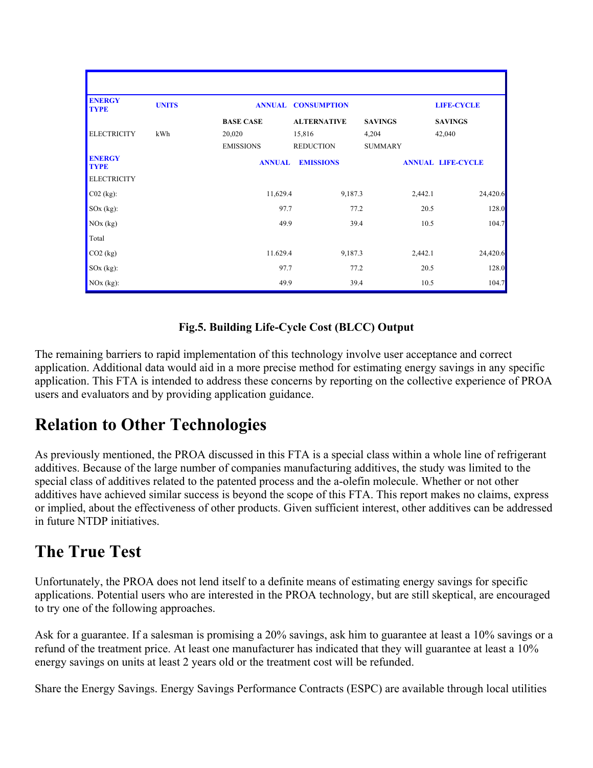| ENERGY TYPE | UNITS | ANNUAL | CONSUMPTION | | LIFE-CYCLE |
|---|---|---|---|---|---|
| | | BASE CASE | ALTERNATIVE | SAVINGS | SAVINGS |
| ELECTRICITY | kWh | 20,020 | 15,816 | 4,204 | 42,040 |
| | | EMISSIONS | REDUCTION | SUMMARY | |
| ENERGY TYPE | | ANNUAL | EMISSIONS | ANNUAL | LIFE-CYCLE |
| ELECTRICITY | | | | | |
| C02 (kg): | | 11,629.4 | 9,187.3 | 2,442.1 | 24,420.6 |
| SOx (kg): | | 97.7 | 77.2 | 20.5 | 128.0 |
| NOx (kg) | | 49.9 | 39.4 | 10.5 | 104.7 |
| Total | | | | | |
| CO2 (kg) | | 11.629.4 | 9,187.3 | 2,442.1 | 24,420.6 |
| SOx (kg): | | 97.7 | 77.2 | 20.5 | 128.0 |
| NOx (kg): | | 49.9 | 39.4 | 10.5 | 104.7 |

**Fig.5. Building Life-Cycle Cost (BLCC) Output**

The remaining barriers to rapid implementation of this technology involve user acceptance and correct application. Additional data would aid in a more precise method for estimating energy savings in any specific application. This FTA is intended to address these concerns by reporting on the collective experience of PROA users and evaluators and by providing application guidance.

## Relation to Other Technologies

As previously mentioned, the PROA discussed in this FTA is a special class within a whole line of refrigerant additives. Because of the large number of companies manufacturing additives, the study was limited to the special class of additives related to the patented process and the a-olefin molecule. Whether or not other additives have achieved similar success is beyond the scope of this FTA. This report makes no claims, express or implied, about the effectiveness of other products. Given sufficient interest, other additives can be addressed in future NTDP initiatives.

## The True Test

Unfortunately, the PROA does not lend itself to a definite means of estimating energy savings for specific applications. Potential users who are interested in the PROA technology, but are still skeptical, are encouraged to try one of the following approaches.

Ask for a guarantee. If a salesman is promising a 20% savings, ask him to guarantee at least a 10% savings or a refund of the treatment price. At least one manufacturer has indicated that they will guarantee at least a 10% energy savings on units at least 2 years old or the treatment cost will be refunded.

Share the Energy Savings. Energy Savings Performance Contracts (ESPC) are available through local utilities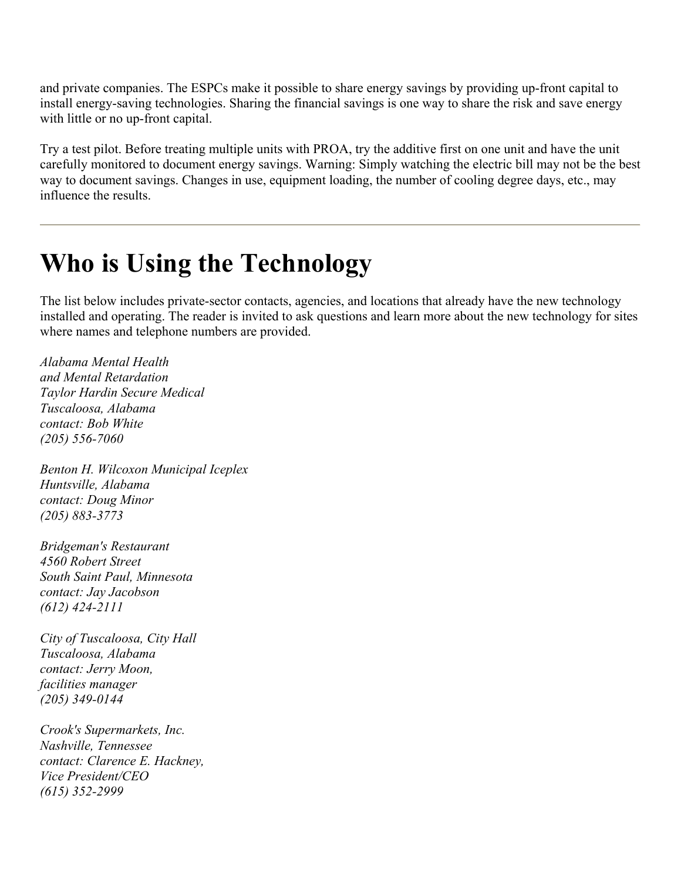and private companies. The ESPCs make it possible to share energy savings by providing up-front capital to install energy-saving technologies. Sharing the financial savings is one way to share the risk and save energy with little or no up-front capital.

Try a test pilot. Before treating multiple units with PROA, try the additive first on one unit and have the unit carefully monitored to document energy savings. Warning: Simply watching the electric bill may not be the best way to document savings. Changes in use, equipment loading, the number of cooling degree days, etc., may influence the results.

---

# Who is Using the Technology

The list below includes private-sector contacts, agencies, and locations that already have the new technology installed and operating. The reader is invited to ask questions and learn more about the new technology for sites where names and telephone numbers are provided.

*Alabama Mental Health*
*and Mental Retardation*
*Taylor Hardin Secure Medical*
*Tuscaloosa, Alabama*
*contact: Bob White*
*(205) 556-7060*

*Benton H. Wilcoxon Municipal Iceplex*
*Huntsville, Alabama*
*contact: Doug Minor*
*(205) 883-3773*

*Bridgeman's Restaurant*
*4560 Robert Street*
*South Saint Paul, Minnesota*
*contact: Jay Jacobson*
*(612) 424-2111*

*City of Tuscaloosa, City Hall*
*Tuscaloosa, Alabama*
*contact: Jerry Moon,*
*facilities manager*
*(205) 349-0144*

*Crook's Supermarkets, Inc.*
*Nashville, Tennessee*
*contact: Clarence E. Hackney,*
*Vice President/CEO*
*(615) 352-2999*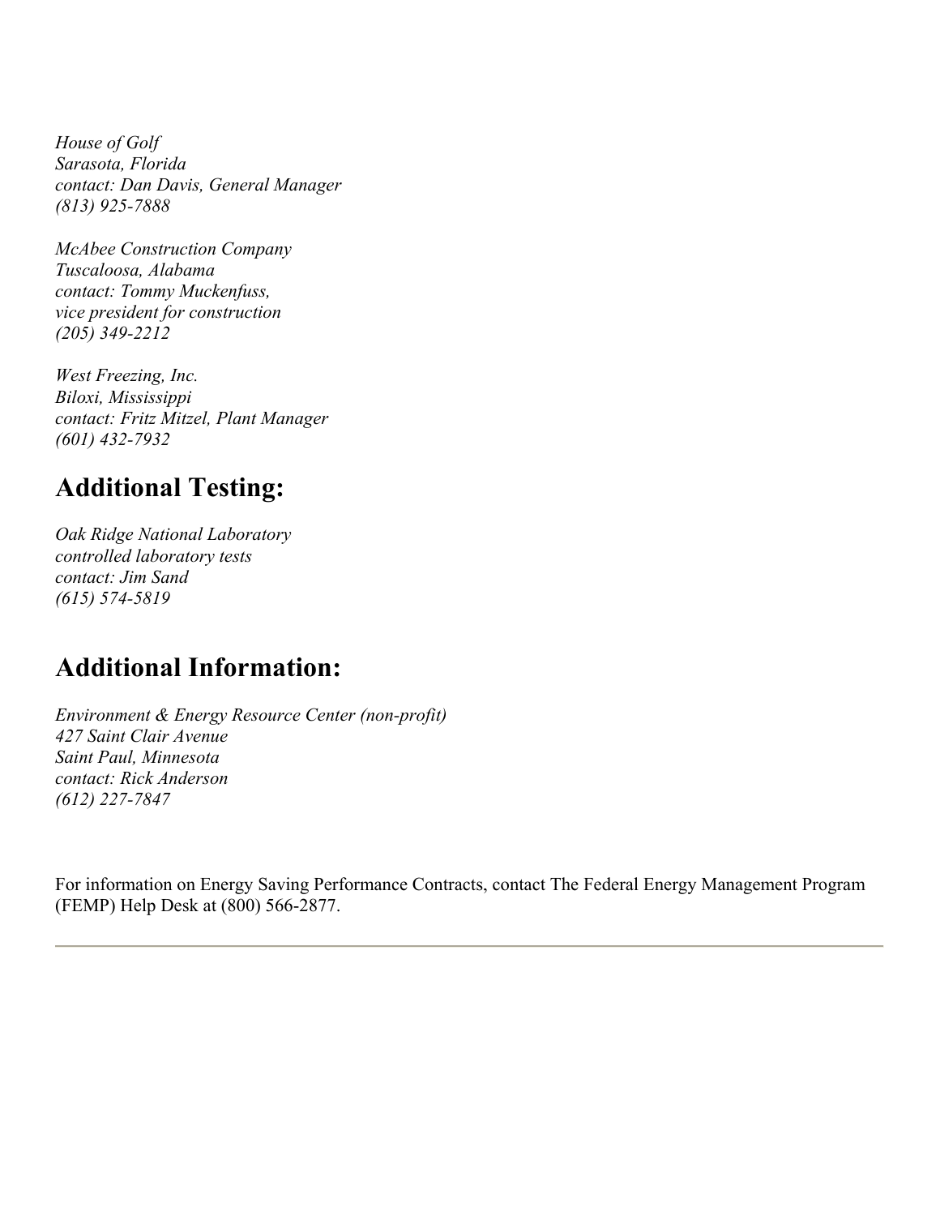*House of Golf*
*Sarasota, Florida*
*contact: Dan Davis, General Manager*
*(813) 925-7888*

*McAbee Construction Company*
*Tuscaloosa, Alabama*
*contact: Tommy Muckenfuss,*
*vice president for construction*
*(205) 349-2212*

*West Freezing, Inc.*
*Biloxi, Mississippi*
*contact: Fritz Mitzel, Plant Manager*
*(601) 432-7932*

## Additional Testing:

*Oak Ridge National Laboratory*
*controlled laboratory tests*
*contact: Jim Sand*
*(615) 574-5819*

## Additional Information:

*Environment & Energy Resource Center (non-profit)*
*427 Saint Clair Avenue*
*Saint Paul, Minnesota*
*contact: Rick Anderson*
*(612) 227-7847*

For information on Energy Saving Performance Contracts, contact The Federal Energy Management Program (FEMP) Help Desk at (800) 566-2877.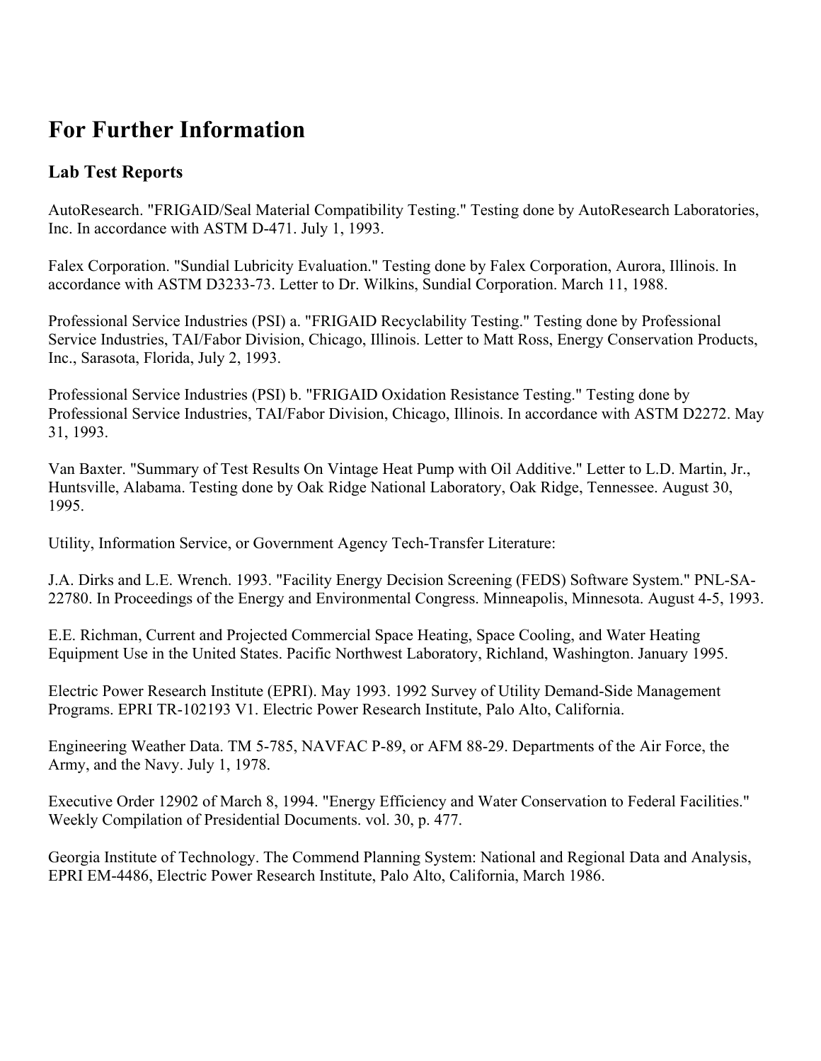# For Further Information

## Lab Test Reports

AutoResearch. "FRIGAID/Seal Material Compatibility Testing." Testing done by AutoResearch Laboratories, Inc. In accordance with ASTM D-471. July 1, 1993.

Falex Corporation. "Sundial Lubricity Evaluation." Testing done by Falex Corporation, Aurora, Illinois. In accordance with ASTM D3233-73. Letter to Dr. Wilkins, Sundial Corporation. March 11, 1988.

Professional Service Industries (PSI) a. "FRIGAID Recyclability Testing." Testing done by Professional Service Industries, TAI/Fabor Division, Chicago, Illinois. Letter to Matt Ross, Energy Conservation Products, Inc., Sarasota, Florida, July 2, 1993.

Professional Service Industries (PSI) b. "FRIGAID Oxidation Resistance Testing." Testing done by Professional Service Industries, TAI/Fabor Division, Chicago, Illinois. In accordance with ASTM D2272. May 31, 1993.

Van Baxter. "Summary of Test Results On Vintage Heat Pump with Oil Additive." Letter to L.D. Martin, Jr., Huntsville, Alabama. Testing done by Oak Ridge National Laboratory, Oak Ridge, Tennessee. August 30, 1995.

Utility, Information Service, or Government Agency Tech-Transfer Literature:

J.A. Dirks and L.E. Wrench. 1993. "Facility Energy Decision Screening (FEDS) Software System." PNL-SA-22780. In Proceedings of the Energy and Environmental Congress. Minneapolis, Minnesota. August 4-5, 1993.

E.E. Richman, Current and Projected Commercial Space Heating, Space Cooling, and Water Heating Equipment Use in the United States. Pacific Northwest Laboratory, Richland, Washington. January 1995.

Electric Power Research Institute (EPRI). May 1993. 1992 Survey of Utility Demand-Side Management Programs. EPRI TR-102193 V1. Electric Power Research Institute, Palo Alto, California.

Engineering Weather Data. TM 5-785, NAVFAC P-89, or AFM 88-29. Departments of the Air Force, the Army, and the Navy. July 1, 1978.

Executive Order 12902 of March 8, 1994. "Energy Efficiency and Water Conservation to Federal Facilities." Weekly Compilation of Presidential Documents. vol. 30, p. 477.

Georgia Institute of Technology. The Commend Planning System: National and Regional Data and Analysis, EPRI EM-4486, Electric Power Research Institute, Palo Alto, California, March 1986.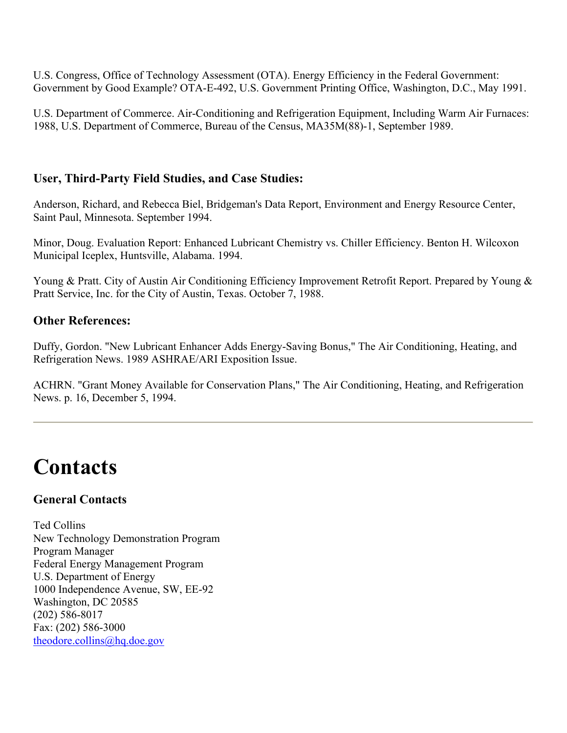U.S. Congress, Office of Technology Assessment (OTA). Energy Efficiency in the Federal Government: Government by Good Example? OTA-E-492, U.S. Government Printing Office, Washington, D.C., May 1991.

U.S. Department of Commerce. Air-Conditioning and Refrigeration Equipment, Including Warm Air Furnaces: 1988, U.S. Department of Commerce, Bureau of the Census, MA35M(88)-1, September 1989.

### User, Third-Party Field Studies, and Case Studies:

Anderson, Richard, and Rebecca Biel, Bridgeman's Data Report, Environment and Energy Resource Center, Saint Paul, Minnesota. September 1994.

Minor, Doug. Evaluation Report: Enhanced Lubricant Chemistry vs. Chiller Efficiency. Benton H. Wilcoxon Municipal Iceplex, Huntsville, Alabama. 1994.

Young & Pratt. City of Austin Air Conditioning Efficiency Improvement Retrofit Report. Prepared by Young & Pratt Service, Inc. for the City of Austin, Texas. October 7, 1988.

### Other References:

Duffy, Gordon. "New Lubricant Enhancer Adds Energy-Saving Bonus," The Air Conditioning, Heating, and Refrigeration News. 1989 ASHRAE/ARI Exposition Issue.

ACHRN. "Grant Money Available for Conservation Plans," The Air Conditioning, Heating, and Refrigeration News. p. 16, December 5, 1994.

---

# Contacts

### General Contacts

Ted Collins
New Technology Demonstration Program
Program Manager
Federal Energy Management Program
U.S. Department of Energy
1000 Independence Avenue, SW, EE-92
Washington, DC 20585
(202) 586-8017
Fax: (202) 586-3000
theodore.collins@hq.doe.gov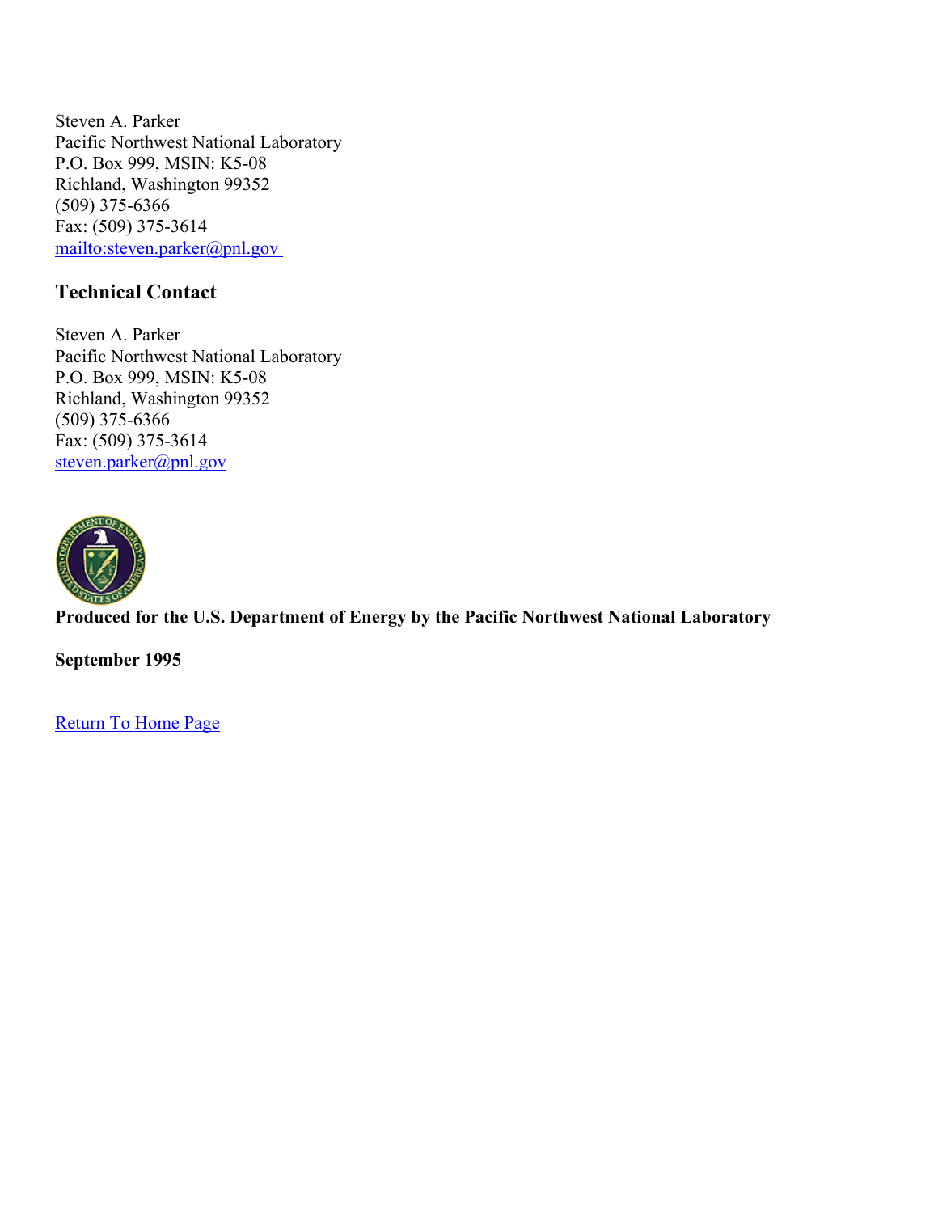Steven A. Parker
Pacific Northwest National Laboratory
P.O. Box 999, MSIN: K5-08
Richland, Washington 99352
(509) 375-6366
Fax: (509) 375-3614
mailto:steven.parker@pnl.gov

## Technical Contact

Steven A. Parker
Pacific Northwest National Laboratory
P.O. Box 999, MSIN: K5-08
Richland, Washington 99352
(509) 375-6366
Fax: (509) 375-3614
steven.parker@pnl.gov

**Produced for the U.S. Department of Energy by the Pacific Northwest National Laboratory**

**September 1995**

Return To Home Page